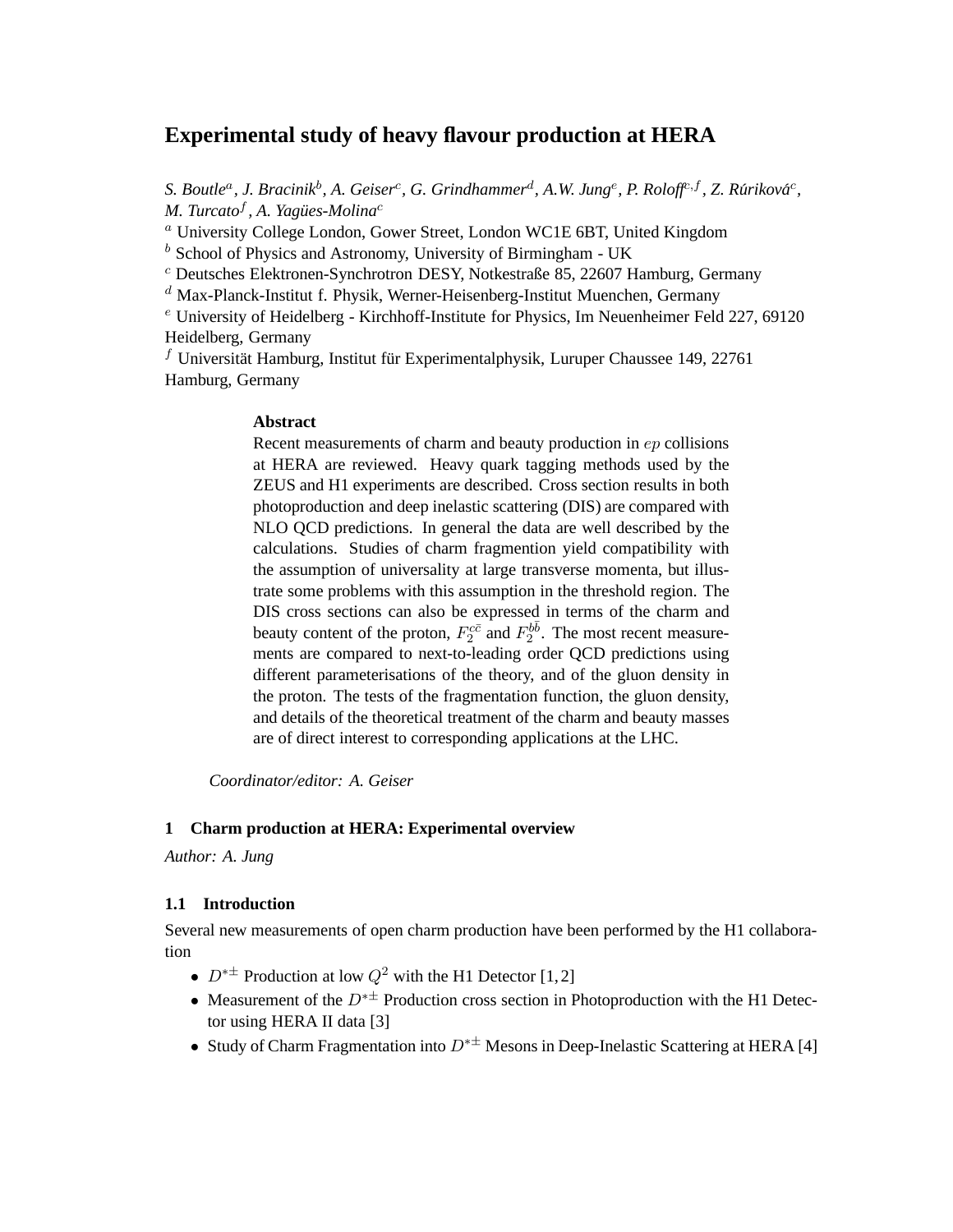# Experimental study of heavy flavour production at HERA

*S. Boutle[a], J. Bracinik[b], A. Geiser[c], G. Grindhammer[d], A.W. Jung[e], P. Roloff[c,f], Z. Rúriková[c], M. Turcato[f], A. Yagües-Molina[c]*

[a] University College London, Gower Street, London WC1E 6BT, United Kingdom
[b] School of Physics and Astronomy, University of Birmingham - UK
[c] Deutsches Elektronen-Synchrotron DESY, Notkestraße 85, 22607 Hamburg, Germany
[d] Max-Planck-Institut f. Physik, Werner-Heisenberg-Institut Muenchen, Germany
[e] University of Heidelberg - Kirchhoff-Institute for Physics, Im Neuenheimer Feld 227, 69120 Heidelberg, Germany
[f] Universität Hamburg, Institut für Experimentalphysik, Luruper Chaussee 149, 22761 Hamburg, Germany

**Abstract**

Recent measurements of charm and beauty production in $ep$ collisions at HERA are reviewed. Heavy quark tagging methods used by the ZEUS and H1 experiments are described. Cross section results in both photoproduction and deep inelastic scattering (DIS) are compared with NLO QCD predictions. In general the data are well described by the calculations. Studies of charm fragmention yield compatibility with the assumption of universality at large transverse momenta, but illustrate some problems with this assumption in the threshold region. The DIS cross sections can also be expressed in terms of the charm and beauty content of the proton, $F_2^{c\bar{c}}$ and $F_2^{b\bar{b}}$. The most recent measurements are compared to next-to-leading order QCD predictions using different parameterisations of the theory, and of the gluon density in the proton. The tests of the fragmentation function, the gluon density, and details of the theoretical treatment of the charm and beauty masses are of direct interest to corresponding applications at the LHC.

*Coordinator/editor: A. Geiser*

## 1 Charm production at HERA: Experimental overview

*Author: A. Jung*

### 1.1 Introduction

Several new measurements of open charm production have been performed by the H1 collaboration

- $D^{*\pm}$ Production at low $Q^2$ with the H1 Detector [1, 2]
- Measurement of the $D^{*\pm}$ Production cross section in Photoproduction with the H1 Detector using HERA II data [3]
- Study of Charm Fragmentation into $D^{*\pm}$ Mesons in Deep-Inelastic Scattering at HERA [4]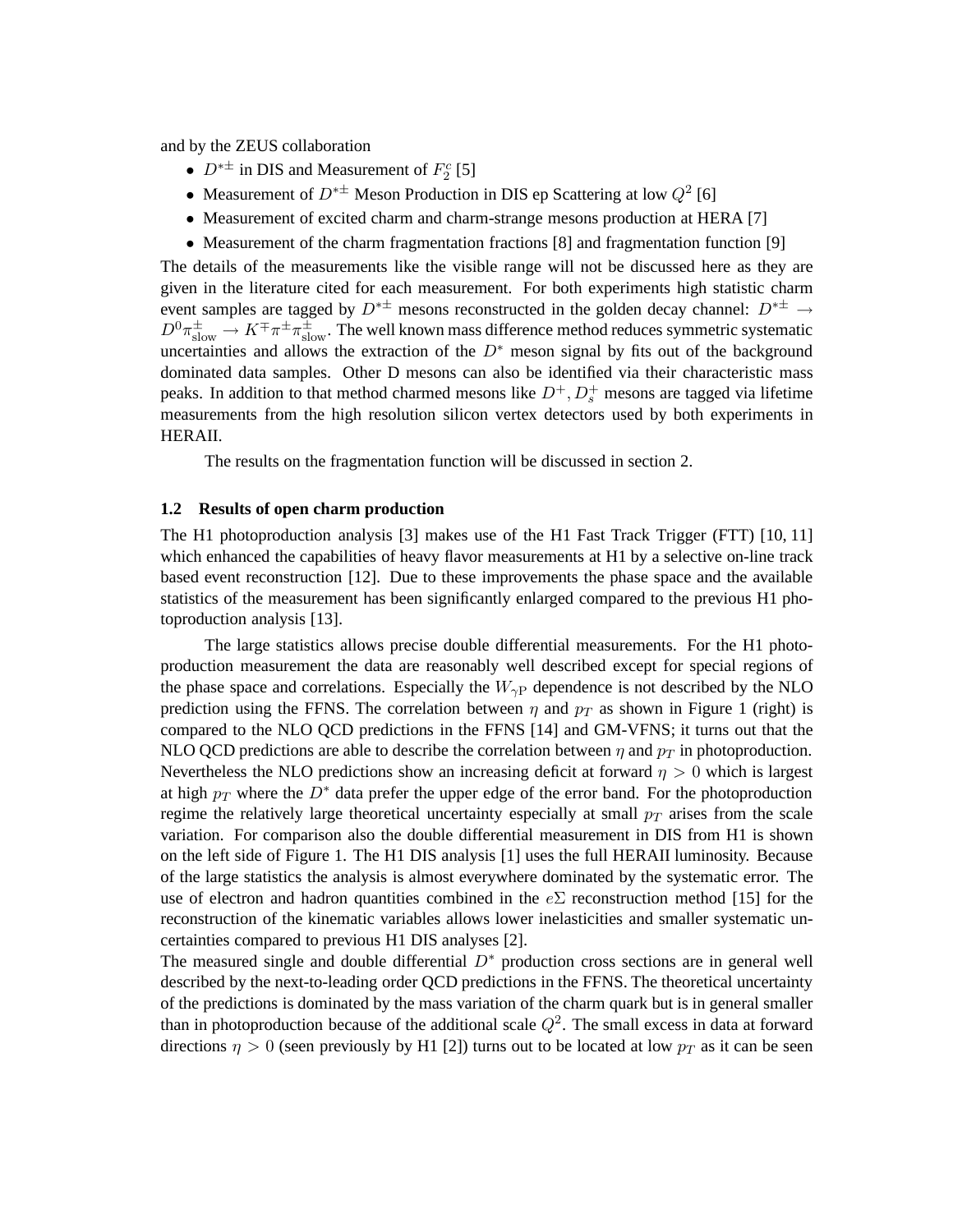and by the ZEUS collaboration

- $D^{*\pm}$ in DIS and Measurement of $F_2^c$ [5]
- Measurement of $D^{*\pm}$ Meson Production in DIS ep Scattering at low $Q^2$ [6]
- Measurement of excited charm and charm-strange mesons production at HERA [7]
- Measurement of the charm fragmentation fractions [8] and fragmentation function [9]

The details of the measurements like the visible range will not be discussed here as they are given in the literature cited for each measurement. For both experiments high statistic charm event samples are tagged by $D^{*\pm}$ mesons reconstructed in the golden decay channel: $D^{*\pm} \rightarrow D^0\pi^{\pm}_{\text{slow}} \rightarrow K^{\mp}\pi^{\pm}\pi^{\pm}_{\text{slow}}$. The well known mass difference method reduces symmetric systematic uncertainties and allows the extraction of the $D^*$ meson signal by fits out of the background dominated data samples. Other D mesons can also be identified via their characteristic mass peaks. In addition to that method charmed mesons like $D^+, D_s^+$ mesons are tagged via lifetime measurements from the high resolution silicon vertex detectors used by both experiments in HERAII.

The results on the fragmentation function will be discussed in section 2.

### 1.2 Results of open charm production

The H1 photoproduction analysis [3] makes use of the H1 Fast Track Trigger (FTT) [10, 11] which enhanced the capabilities of heavy flavor measurements at H1 by a selective on-line track based event reconstruction [12]. Due to these improvements the phase space and the available statistics of the measurement has been significantly enlarged compared to the previous H1 photoproduction analysis [13].

The large statistics allows precise double differential measurements. For the H1 photoproduction measurement the data are reasonably well described except for special regions of the phase space and correlations. Especially the $W_{\gamma\text{P}}$ dependence is not described by the NLO prediction using the FFNS. The correlation between $\eta$ and $p_T$ as shown in Figure 1 (right) is compared to the NLO QCD predictions in the FFNS [14] and GM-VFNS; it turns out that the NLO QCD predictions are able to describe the correlation between $\eta$ and $p_T$ in photoproduction. Nevertheless the NLO predictions show an increasing deficit at forward $\eta > 0$ which is largest at high $p_T$ where the $D^*$ data prefer the upper edge of the error band. For the photoproduction regime the relatively large theoretical uncertainty especially at small $p_T$ arises from the scale variation. For comparison also the double differential measurement in DIS from H1 is shown on the left side of Figure 1. The H1 DIS analysis [1] uses the full HERAII luminosity. Because of the large statistics the analysis is almost everywhere dominated by the systematic error. The use of electron and hadron quantities combined in the $e\Sigma$ reconstruction method [15] for the reconstruction of the kinematic variables allows lower inelasticities and smaller systematic uncertainties compared to previous H1 DIS analyses [2].

The measured single and double differential $D^*$ production cross sections are in general well described by the next-to-leading order QCD predictions in the FFNS. The theoretical uncertainty of the predictions is dominated by the mass variation of the charm quark but is in general smaller than in photoproduction because of the additional scale $Q^2$. The small excess in data at forward directions $\eta > 0$ (seen previously by H1 [2]) turns out to be located at low $p_T$ as it can be seen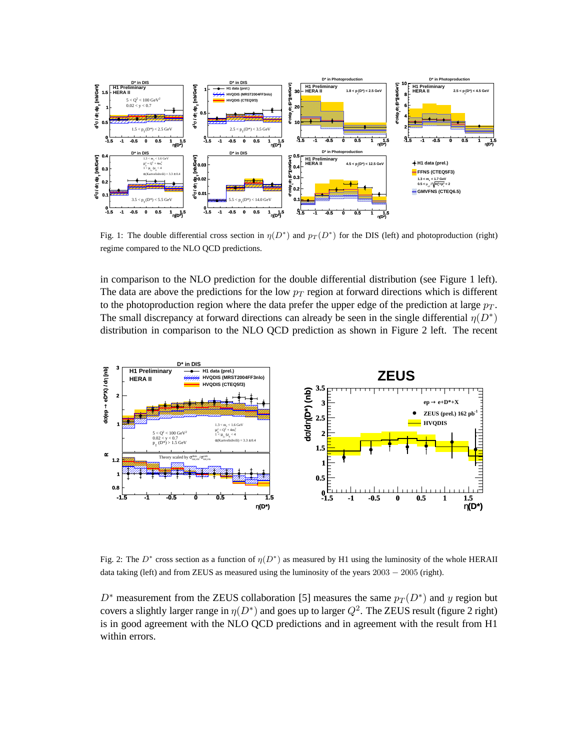Fig. 1: The double differential cross section in $\eta(D^*)$ and $p_T(D^*)$ for the DIS (left) and photoproduction (right) regime compared to the NLO QCD predictions.

in comparison to the NLO prediction for the double differential distribution (see Figure 1 left). The data are above the predictions for the low $p_T$ region at forward directions which is different to the photoproduction region where the data prefer the upper edge of the prediction at large $p_T$. The small discrepancy at forward directions can already be seen in the single differential $\eta(D^*)$ distribution in comparison to the NLO QCD prediction as shown in Figure 2 left. The recent

Fig. 2: The $D^*$ cross section as a function of $\eta(D^*)$ as measured by H1 using the luminosity of the whole HERAII data taking (left) and from ZEUS as measured using the luminosity of the years $2003 - 2005$ (right).

$D^*$ measurement from the ZEUS collaboration [5] measures the same $p_T(D^*)$ and $y$ region but covers a slightly larger range in $\eta(D^*)$ and goes up to larger $Q^2$. The ZEUS result (figure 2 right) is in good agreement with the NLO QCD predictions and in agreement with the result from H1 within errors.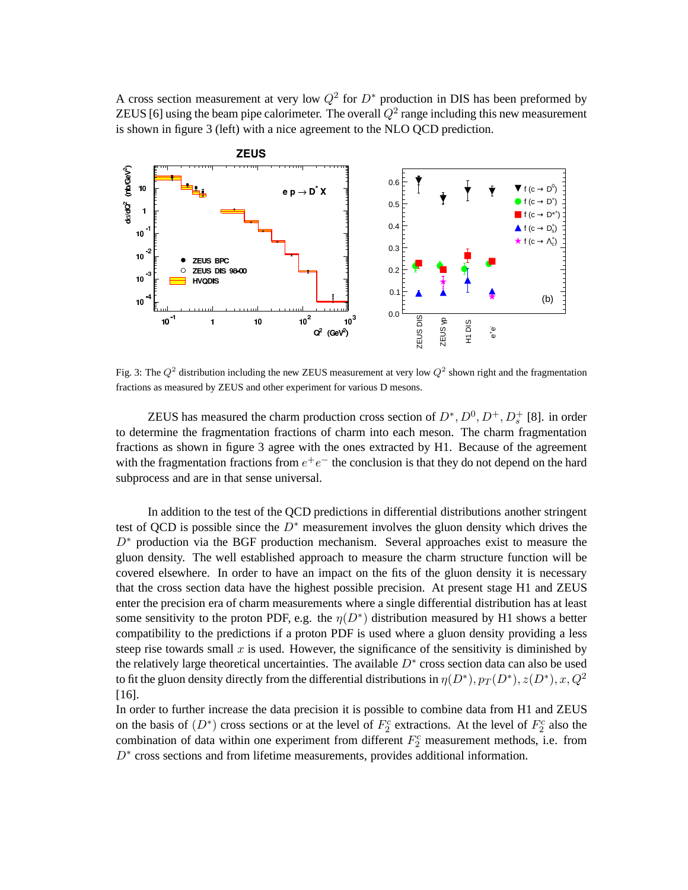A cross section measurement at very low $Q^2$ for $D^*$ production in DIS has been preformed by ZEUS [6] using the beam pipe calorimeter. The overall $Q^2$ range including this new measurement is shown in figure 3 (left) with a nice agreement to the NLO QCD prediction.

Fig. 3: The $Q^2$ distribution including the new ZEUS measurement at very low $Q^2$ shown right and the fragmentation fractions as measured by ZEUS and other experiment for various D mesons.

ZEUS has measured the charm production cross section of $D^*, D^0, D^+, D_s^+$ [8]. in order to determine the fragmentation fractions of charm into each meson. The charm fragmentation fractions as shown in figure 3 agree with the ones extracted by H1. Because of the agreement with the fragmentation fractions from $e^+e^-$ the conclusion is that they do not depend on the hard subprocess and are in that sense universal.

In addition to the test of the QCD predictions in differential distributions another stringent test of QCD is possible since the $D^*$ measurement involves the gluon density which drives the $D^*$ production via the BGF production mechanism. Several approaches exist to measure the gluon density. The well established approach to measure the charm structure function will be covered elsewhere. In order to have an impact on the fits of the gluon density it is necessary that the cross section data have the highest possible precision. At present stage H1 and ZEUS enter the precision era of charm measurements where a single differential distribution has at least some sensitivity to the proton PDF, e.g. the $\eta(D^*)$ distribution measured by H1 shows a better compatibility to the predictions if a proton PDF is used where a gluon density providing a less steep rise towards small $x$ is used. However, the significance of the sensitivity is diminished by the relatively large theoretical uncertainties. The available $D^*$ cross section data can also be used to fit the gluon density directly from the differential distributions in $\eta(D^*), p_T(D^*), z(D^*), x, Q^2$ [16].

In order to further increase the data precision it is possible to combine data from H1 and ZEUS on the basis of $(D^*)$ cross sections or at the level of $F_2^c$ extractions. At the level of $F_2^c$ also the combination of data within one experiment from different $F_2^c$ measurement methods, i.e. from $D^*$ cross sections and from lifetime measurements, provides additional information.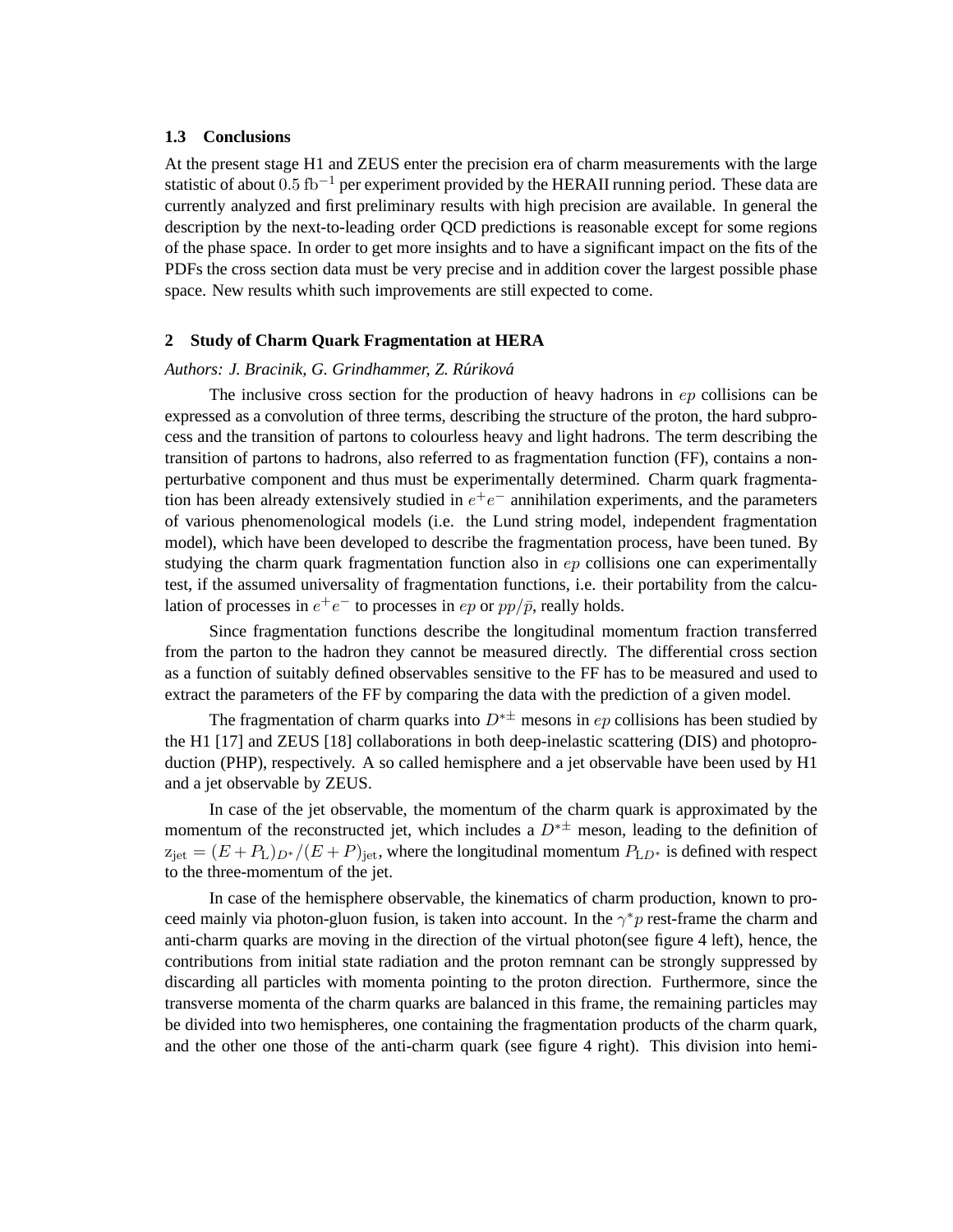### 1.3 Conclusions

At the present stage H1 and ZEUS enter the precision era of charm measurements with the large statistic of about $0.5\ \mathrm{fb}^{-1}$ per experiment provided by the HERAII running period. These data are currently analyzed and first preliminary results with high precision are available. In general the description by the next-to-leading order QCD predictions is reasonable except for some regions of the phase space. In order to get more insights and to have a significant impact on the fits of the PDFs the cross section data must be very precise and in addition cover the largest possible phase space. New results whith such improvements are still expected to come.

## 2 Study of Charm Quark Fragmentation at HERA

*Authors: J. Bracinik, G. Grindhammer, Z. Rúriková*

The inclusive cross section for the production of heavy hadrons in $ep$ collisions can be expressed as a convolution of three terms, describing the structure of the proton, the hard subprocess and the transition of partons to colourless heavy and light hadrons. The term describing the transition of partons to hadrons, also referred to as fragmentation function (FF), contains a non-perturbative component and thus must be experimentally determined. Charm quark fragmentation has been already extensively studied in $e^+e^-$ annihilation experiments, and the parameters of various phenomenological models (i.e. the Lund string model, independent fragmentation model), which have been developed to describe the fragmentation process, have been tuned. By studying the charm quark fragmentation function also in $ep$ collisions one can experimentally test, if the assumed universality of fragmentation functions, i.e. their portability from the calculation of processes in $e^+e^-$ to processes in $ep$ or $pp/\bar{p}$, really holds.

Since fragmentation functions describe the longitudinal momentum fraction transferred from the parton to the hadron they cannot be measured directly. The differential cross section as a function of suitably defined observables sensitive to the FF has to be measured and used to extract the parameters of the FF by comparing the data with the prediction of a given model.

The fragmentation of charm quarks into $D^{*\pm}$ mesons in $ep$ collisions has been studied by the H1 [17] and ZEUS [18] collaborations in both deep-inelastic scattering (DIS) and photoproduction (PHP), respectively. A so called hemisphere and a jet observable have been used by H1 and a jet observable by ZEUS.

In case of the jet observable, the momentum of the charm quark is approximated by the momentum of the reconstructed jet, which includes a $D^{*\pm}$ meson, leading to the definition of $\mathrm{z_{jet}} = (E + P_{\mathrm{L}})_{D^*}/(E + P)_{\mathrm{jet}}$, where the longitudinal momentum $P_{\mathrm{L}D^*}$ is defined with respect to the three-momentum of the jet.

In case of the hemisphere observable, the kinematics of charm production, known to proceed mainly via photon-gluon fusion, is taken into account. In the $\gamma^* p$ rest-frame the charm and anti-charm quarks are moving in the direction of the virtual photon(see figure 4 left), hence, the contributions from initial state radiation and the proton remnant can be strongly suppressed by discarding all particles with momenta pointing to the proton direction. Furthermore, since the transverse momenta of the charm quarks are balanced in this frame, the remaining particles may be divided into two hemispheres, one containing the fragmentation products of the charm quark, and the other one those of the anti-charm quark (see figure 4 right). This division into hemi-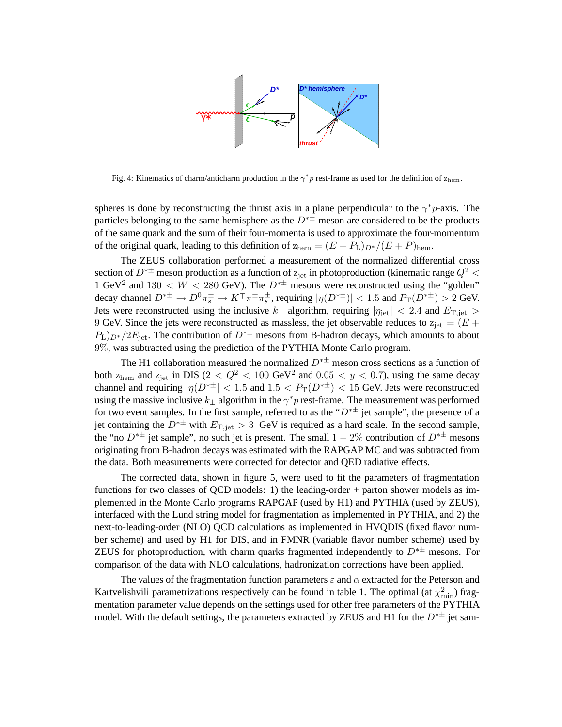Fig. 4: Kinematics of charm/anticharm production in the $\gamma^* p$ rest-frame as used for the definition of $z_{\rm hem}$.

spheres is done by reconstructing the thrust axis in a plane perpendicular to the $\gamma^* p$-axis. The particles belonging to the same hemisphere as the $D^{*\pm}$ meson are considered to be the products of the same quark and the sum of their four-momenta is used to approximate the four-momentum of the original quark, leading to this definition of $z_{\rm hem} = (E + P_{\rm L})_{D^*}/(E + P)_{\rm hem}$.

The ZEUS collaboration performed a measurement of the normalized differential cross section of $D^{*\pm}$ meson production as a function of $z_{\rm jet}$ in photoproduction (kinematic range $Q^2 < 1$ GeV$^2$ and $130 < W < 280$ GeV). The $D^{*\pm}$ mesons were reconstructed using the "golden" decay channel $D^{*\pm} \to D^0 \pi_s^{\pm} \to K^{\mp}\pi^{\pm}\pi_s^{\pm}$, requiring $|\eta(D^{*\pm})| < 1.5$ and $P_{\rm T}(D^{*\pm}) > 2$ GeV. Jets were reconstructed using the inclusive $k_\perp$ algorithm, requiring $|\eta_{\rm jet}| < 2.4$ and $E_{\rm T,jet} > 9$ GeV. Since the jets were reconstructed as massless, the jet observable reduces to $z_{\rm jet} = (E + P_{\rm L})_{D^*}/2E_{\rm jet}$. The contribution of $D^{*\pm}$ mesons from B-hadron decays, which amounts to about $9\%$, was subtracted using the prediction of the PYTHIA Monte Carlo program.

The H1 collaboration measured the normalized $D^{*\pm}$ meson cross sections as a function of both $z_{\rm hem}$ and $z_{\rm jet}$ in DIS ($2 < Q^2 < 100$ GeV$^2$ and $0.05 < y < 0.7$), using the same decay channel and requiring $|\eta(D^{*\pm}| < 1.5$ and $1.5 < P_{\rm T}(D^{*\pm}) < 15$ GeV. Jets were reconstructed using the massive inclusive $k_\perp$ algorithm in the $\gamma^* p$ rest-frame. The measurement was performed for two event samples. In the first sample, referred to as the "$D^{*\pm}$ jet sample", the presence of a jet containing the $D^{*\pm}$ with $E_{\rm T,jet} > 3$ GeV is required as a hard scale. In the second sample, the "no $D^{*\pm}$ jet sample", no such jet is present. The small $1 - 2\%$ contribution of $D^{*\pm}$ mesons originating from B-hadron decays was estimated with the RAPGAP MC and was subtracted from the data. Both measurements were corrected for detector and QED radiative effects.

The corrected data, shown in figure 5, were used to fit the parameters of fragmentation functions for two classes of QCD models: 1) the leading-order + parton shower models as implemented in the Monte Carlo programs RAPGAP (used by H1) and PYTHIA (used by ZEUS), interfaced with the Lund string model for fragmentation as implemented in PYTHIA, and 2) the next-to-leading-order (NLO) QCD calculations as implemented in HVQDIS (fixed flavor number scheme) and used by H1 for DIS, and in FMNR (variable flavor number scheme) used by ZEUS for photoproduction, with charm quarks fragmented independently to $D^{*\pm}$ mesons. For comparison of the data with NLO calculations, hadronization corrections have been applied.

The values of the fragmentation function parameters $\varepsilon$ and $\alpha$ extracted for the Peterson and Kartvelishvili parametrizations respectively can be found in table 1. The optimal (at $\chi^2_{\rm min}$) fragmentation parameter value depends on the settings used for other free parameters of the PYTHIA model. With the default settings, the parameters extracted by ZEUS and H1 for the $D^{*\pm}$ jet sam-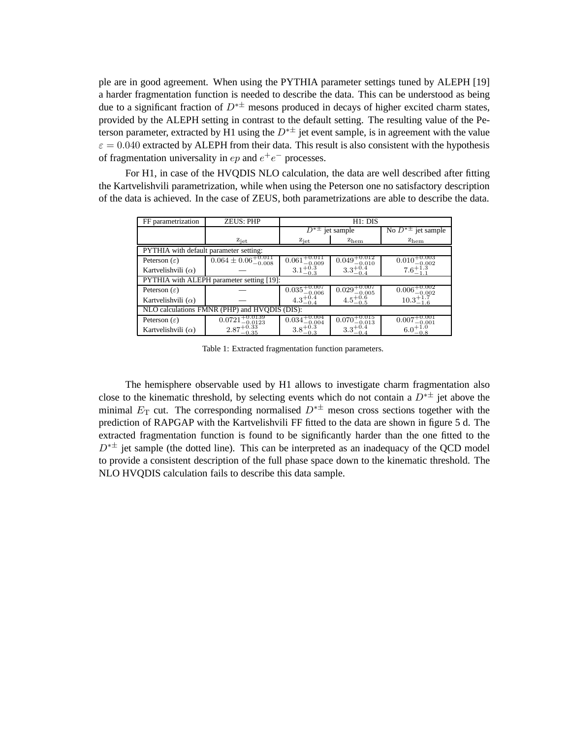ple are in good agreement. When using the PYTHIA parameter settings tuned by ALEPH [19] a harder fragmentation function is needed to describe the data. This can be understood as being due to a significant fraction of $D^{*\pm}$ mesons produced in decays of higher excited charm states, provided by the ALEPH setting in contrast to the default setting. The resulting value of the Peterson parameter, extracted by H1 using the $D^{*\pm}$ jet event sample, is in agreement with the value $\varepsilon = 0.040$ extracted by ALEPH from their data. This result is also consistent with the hypothesis of fragmentation universality in $ep$ and $e^+e^-$ processes.

For H1, in case of the HVQDIS NLO calculation, the data are well described after fitting the Kartvelishvili parametrization, while when using the Peterson one no satisfactory description of the data is achieved. In the case of ZEUS, both parametrizations are able to describe the data.

| FF parametrization | ZEUS: PHP | H1: DIS | | |
|---|---|---|---|---|
| | | $D^{*\pm}$ jet sample | | No $D^{*\pm}$ jet sample |
| | $z_{\mathrm{jet}}$ | $z_{\mathrm{jet}}$ | $z_{\mathrm{hem}}$ | $z_{\mathrm{hem}}$ |
| PYTHIA with default parameter setting: | | | | |
| Peterson ($\varepsilon$) | $0.064 \pm 0.06^{+0.011}_{-0.008}$ | $0.061^{+0.011}_{-0.009}$ | $0.049^{+0.012}_{-0.010}$ | $0.010^{+0.003}_{-0.002}$ |
| Kartvelishvili ($\alpha$) | — | $3.1^{+0.3}_{-0.3}$ | $3.3^{+0.4}_{-0.4}$ | $7.6^{+1.3}_{-1.1}$ |
| PYTHIA with ALEPH parameter setting [19]: | | | | |
| Peterson ($\varepsilon$) | — | $0.035^{+0.007}_{-0.006}$ | $0.029^{+0.007}_{-0.005}$ | $0.006^{+0.002}_{-0.002}$ |
| Kartvelishvili ($\alpha$) | — | $4.3^{+0.4}_{-0.4}$ | $4.5^{+0.6}_{-0.5}$ | $10.3^{+1.7}_{-1.6}$ |
| NLO calculations FMNR (PHP) and HVQDIS (DIS): | | | | |
| Peterson ($\varepsilon$) | $0.0721^{+0.0139}_{-0.0123}$ | $0.034^{+0.004}_{-0.004}$ | $0.070^{+0.015}_{-0.013}$ | $0.007^{+0.001}_{-0.001}$ |
| Kartvelishvili ($\alpha$) | $2.87^{+0.33}_{-0.35}$ | $3.8^{+0.3}_{-0.3}$ | $3.3^{+0.4}_{-0.4}$ | $6.0^{+1.0}_{-0.8}$ |

Table 1: Extracted fragmentation function parameters.

The hemisphere observable used by H1 allows to investigate charm fragmentation also close to the kinematic threshold, by selecting events which do not contain a $D^{*\pm}$ jet above the minimal $E_{\mathrm{T}}$ cut. The corresponding normalised $D^{*\pm}$ meson cross sections together with the prediction of RAPGAP with the Kartvelishvili FF fitted to the data are shown in figure 5 d. The extracted fragmentation function is found to be significantly harder than the one fitted to the $D^{*\pm}$ jet sample (the dotted line). This can be interpreted as an inadequacy of the QCD model to provide a consistent description of the full phase space down to the kinematic threshold. The NLO HVQDIS calculation fails to describe this data sample.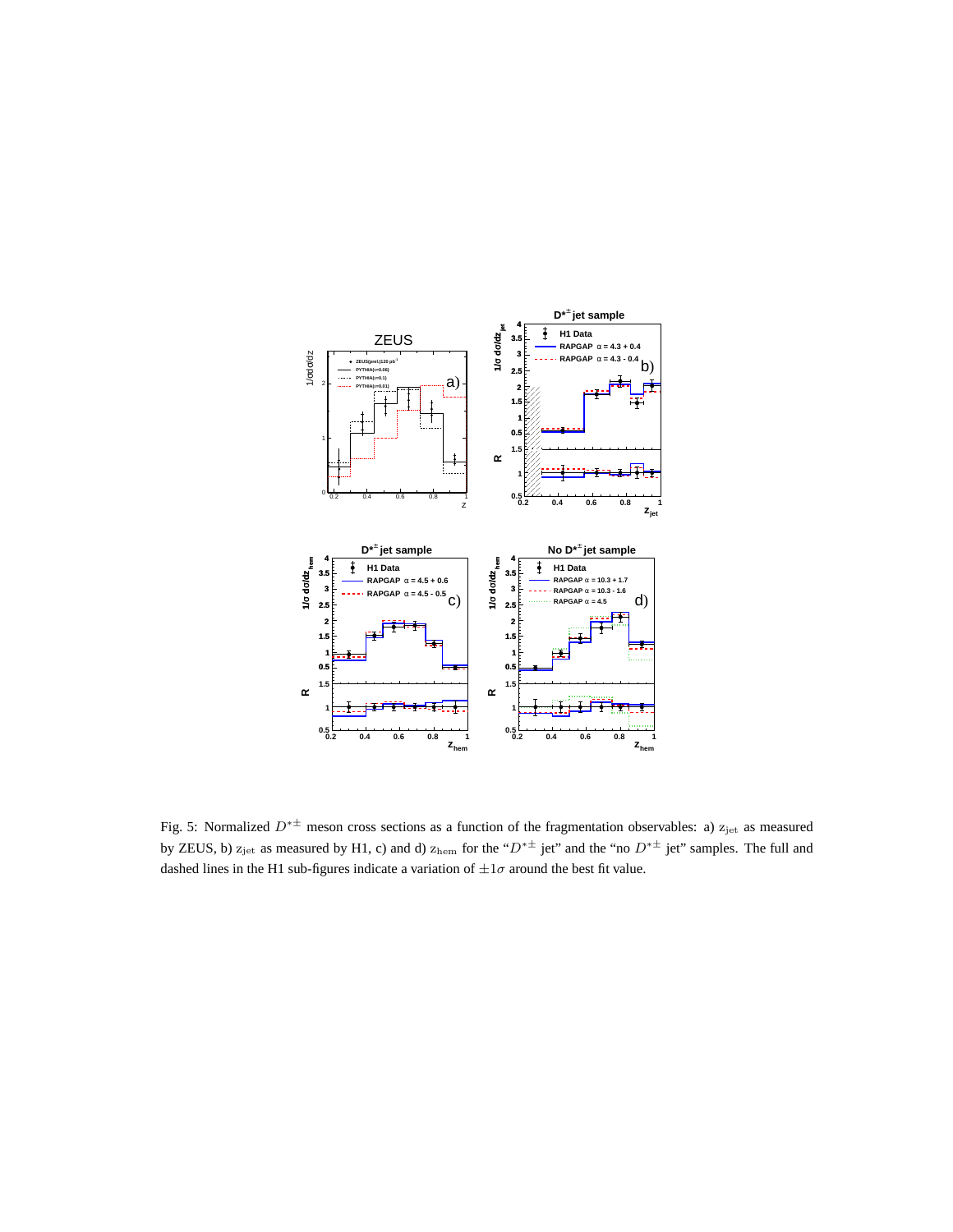Fig. 5: Normalized $D^{*\pm}$ meson cross sections as a function of the fragmentation observables: a) $z_{\rm jet}$ as measured by ZEUS, b) $z_{\rm jet}$ as measured by H1, c) and d) $z_{\rm hem}$ for the "$D^{*\pm}$ jet" and the "no $D^{*\pm}$ jet" samples. The full and dashed lines in the H1 sub-figures indicate a variation of $\pm 1\sigma$ around the best fit value.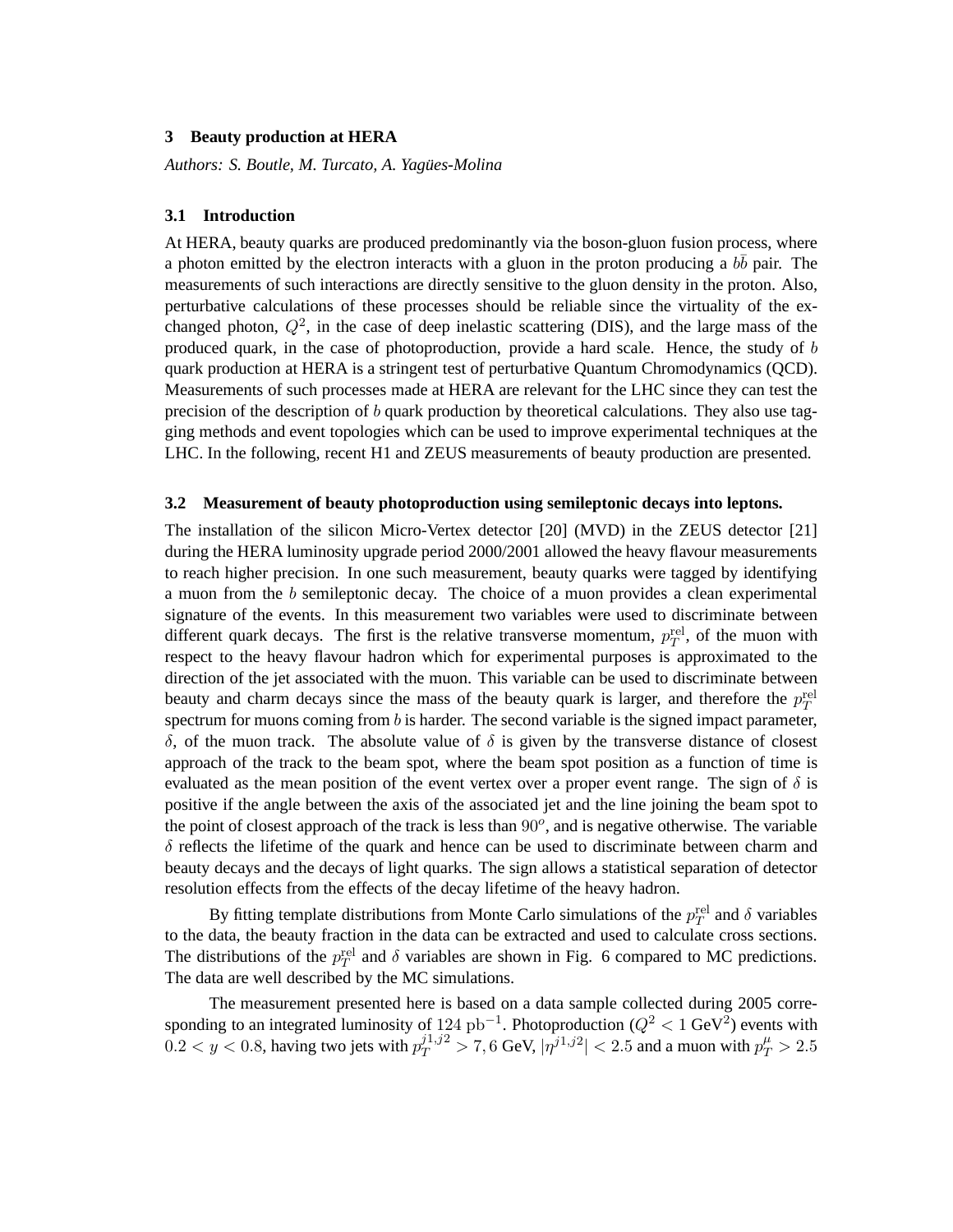## 3 Beauty production at HERA

*Authors: S. Boutle, M. Turcato, A. Yagües-Molina*

### 3.1 Introduction

At HERA, beauty quarks are produced predominantly via the boson-gluon fusion process, where a photon emitted by the electron interacts with a gluon in the proton producing a $b\bar{b}$ pair. The measurements of such interactions are directly sensitive to the gluon density in the proton. Also, perturbative calculations of these processes should be reliable since the virtuality of the exchanged photon, $Q^2$, in the case of deep inelastic scattering (DIS), and the large mass of the produced quark, in the case of photoproduction, provide a hard scale. Hence, the study of $b$ quark production at HERA is a stringent test of perturbative Quantum Chromodynamics (QCD). Measurements of such processes made at HERA are relevant for the LHC since they can test the precision of the description of $b$ quark production by theoretical calculations. They also use tagging methods and event topologies which can be used to improve experimental techniques at the LHC. In the following, recent H1 and ZEUS measurements of beauty production are presented.

### 3.2 Measurement of beauty photoproduction using semileptonic decays into leptons.

The installation of the silicon Micro-Vertex detector [20] (MVD) in the ZEUS detector [21] during the HERA luminosity upgrade period 2000/2001 allowed the heavy flavour measurements to reach higher precision. In one such measurement, beauty quarks were tagged by identifying a muon from the $b$ semileptonic decay. The choice of a muon provides a clean experimental signature of the events. In this measurement two variables were used to discriminate between different quark decays. The first is the relative transverse momentum, $p_T^{\rm rel}$, of the muon with respect to the heavy flavour hadron which for experimental purposes is approximated to the direction of the jet associated with the muon. This variable can be used to discriminate between beauty and charm decays since the mass of the beauty quark is larger, and therefore the $p_T^{\rm rel}$ spectrum for muons coming from $b$ is harder. The second variable is the signed impact parameter, $\delta$, of the muon track. The absolute value of $\delta$ is given by the transverse distance of closest approach of the track to the beam spot, where the beam spot position as a function of time is evaluated as the mean position of the event vertex over a proper event range. The sign of $\delta$ is positive if the angle between the axis of the associated jet and the line joining the beam spot to the point of closest approach of the track is less than $90^o$, and is negative otherwise. The variable $\delta$ reflects the lifetime of the quark and hence can be used to discriminate between charm and beauty decays and the decays of light quarks. The sign allows a statistical separation of detector resolution effects from the effects of the decay lifetime of the heavy hadron.

By fitting template distributions from Monte Carlo simulations of the $p_T^{\rm rel}$ and $\delta$ variables to the data, the beauty fraction in the data can be extracted and used to calculate cross sections. The distributions of the $p_T^{\rm rel}$ and $\delta$ variables are shown in Fig. 6 compared to MC predictions. The data are well described by the MC simulations.

The measurement presented here is based on a data sample collected during 2005 corresponding to an integrated luminosity of $124\ \mathrm{pb}^{-1}$. Photoproduction ($Q^2 < 1$ GeV$^2$) events with $0.2 < y < 0.8$, having two jets with $p_T^{j1,j2} > 7, 6$ GeV, $|\eta^{j1,j2}| < 2.5$ and a muon with $p_T^{\mu} > 2.5$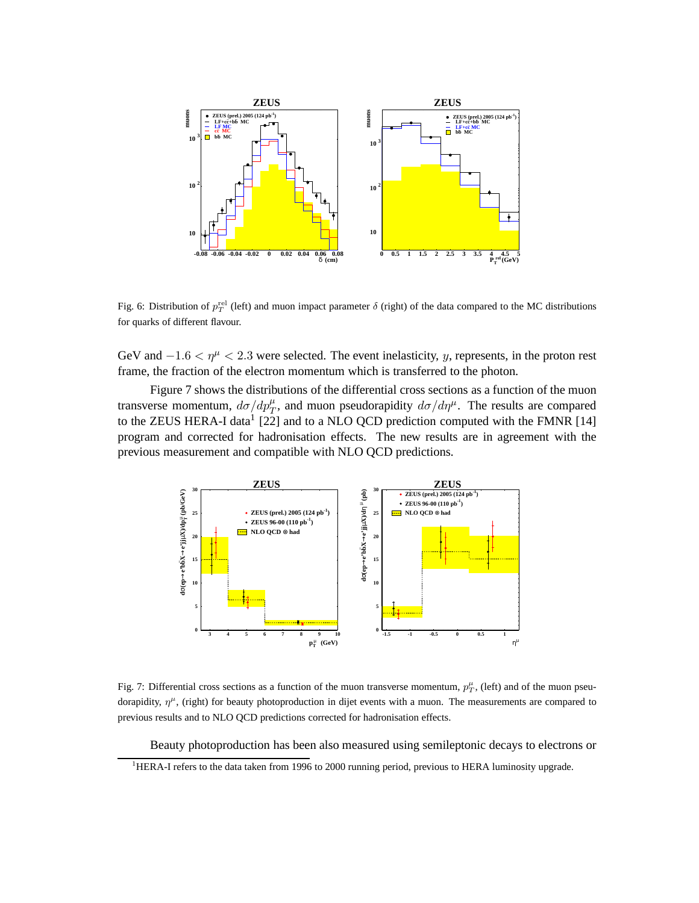Fig. 6: Distribution of $p_T^{\rm rel}$ (left) and muon impact parameter $\delta$ (right) of the data compared to the MC distributions for quarks of different flavour.

GeV and $-1.6 < \eta^{\mu} < 2.3$ were selected. The event inelasticity, $y$, represents, in the proton rest frame, the fraction of the electron momentum which is transferred to the photon.

Figure 7 shows the distributions of the differential cross sections as a function of the muon transverse momentum, $d\sigma/dp_T^{\mu}$, and muon pseudorapidity $d\sigma/d\eta^{\mu}$. The results are compared to the ZEUS HERA-I data[1] [22] and to a NLO QCD prediction computed with the FMNR [14] program and corrected for hadronisation effects. The new results are in agreement with the previous measurement and compatible with NLO QCD predictions.

Fig. 7: Differential cross sections as a function of the muon transverse momentum, $p_T^{\mu}$, (left) and of the muon pseudorapidity, $\eta^{\mu}$, (right) for beauty photoproduction in dijet events with a muon. The measurements are compared to previous results and to NLO QCD predictions corrected for hadronisation effects.

Beauty photoproduction has been also measured using semileptonic decays to electrons or

[1] HERA-I refers to the data taken from 1996 to 2000 running period, previous to HERA luminosity upgrade.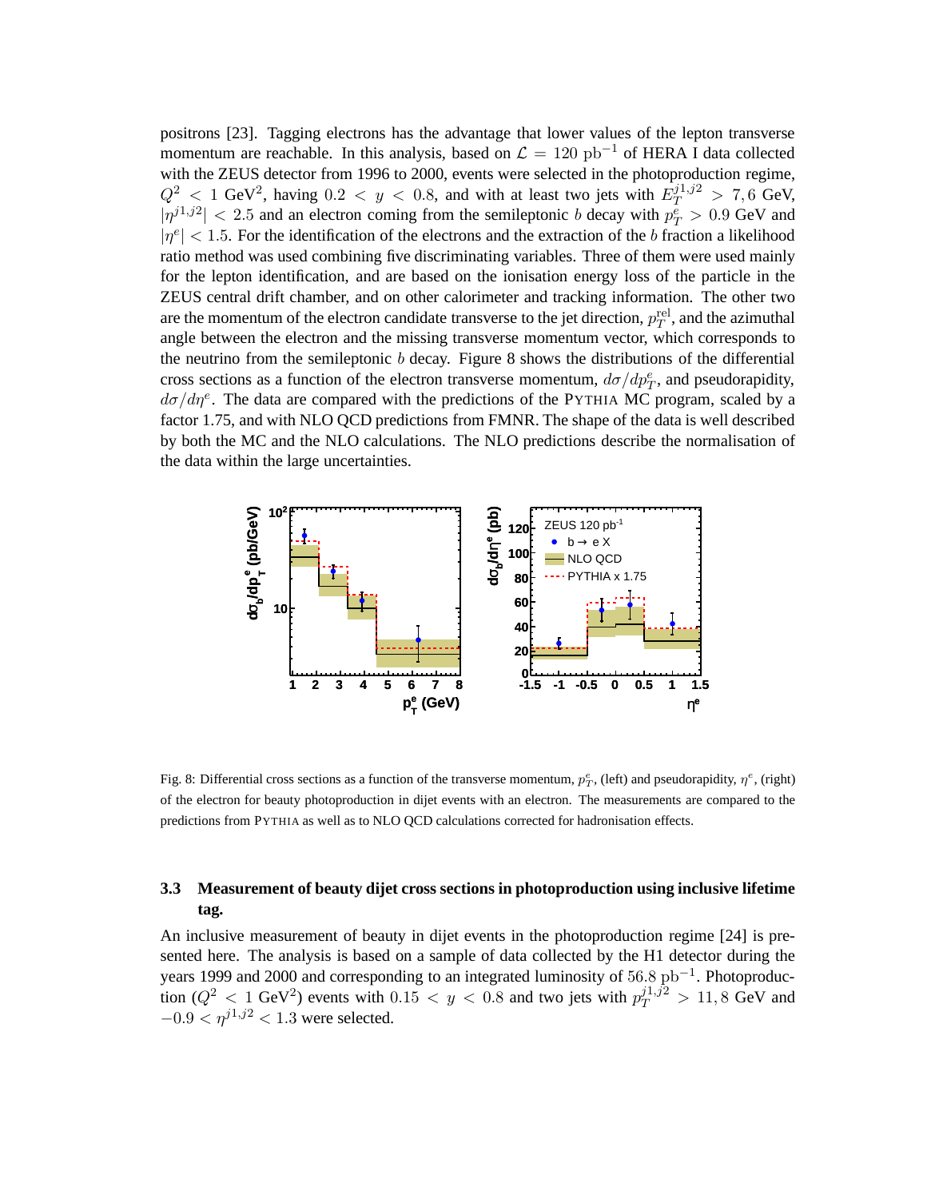positrons [23]. Tagging electrons has the advantage that lower values of the lepton transverse momentum are reachable. In this analysis, based on $\mathcal{L} = 120 \text{ pb}^{-1}$ of HERA I data collected with the ZEUS detector from 1996 to 2000, events were selected in the photoproduction regime, $Q^2 < 1 \text{ GeV}^2$, having $0.2 < y < 0.8$, and with at least two jets with $E_T^{j1,j2} > 7, 6$ GeV, $|\eta^{j1,j2}| < 2.5$ and an electron coming from the semileptonic $b$ decay with $p_T^e > 0.9$ GeV and $|\eta^e| < 1.5$. For the identification of the electrons and the extraction of the $b$ fraction a likelihood ratio method was used combining five discriminating variables. Three of them were used mainly for the lepton identification, and are based on the ionisation energy loss of the particle in the ZEUS central drift chamber, and on other calorimeter and tracking information. The other two are the momentum of the electron candidate transverse to the jet direction, $p_T^{\text{rel}}$, and the azimuthal angle between the electron and the missing transverse momentum vector, which corresponds to the neutrino from the semileptonic $b$ decay. Figure 8 shows the distributions of the differential cross sections as a function of the electron transverse momentum, $d\sigma/dp_T^e$, and pseudorapidity, $d\sigma/d\eta^e$. The data are compared with the predictions of the PYTHIA MC program, scaled by a factor 1.75, and with NLO QCD predictions from FMNR. The shape of the data is well described by both the MC and the NLO calculations. The NLO predictions describe the normalisation of the data within the large uncertainties.

Fig. 8: Differential cross sections as a function of the transverse momentum, $p_T^e$, (left) and pseudorapidity, $\eta^e$, (right) of the electron for beauty photoproduction in dijet events with an electron. The measurements are compared to the predictions from PYTHIA as well as to NLO QCD calculations corrected for hadronisation effects.

### 3.3 Measurement of beauty dijet cross sections in photoproduction using inclusive lifetime tag.

An inclusive measurement of beauty in dijet events in the photoproduction regime [24] is presented here. The analysis is based on a sample of data collected by the H1 detector during the years 1999 and 2000 and corresponding to an integrated luminosity of $56.8 \text{ pb}^{-1}$. Photoproduction ($Q^2 < 1 \text{ GeV}^2$) events with $0.15 < y < 0.8$ and two jets with $p_T^{j1,j2} > 11, 8$ GeV and $-0.9 < \eta^{j1,j2} < 1.3$ were selected.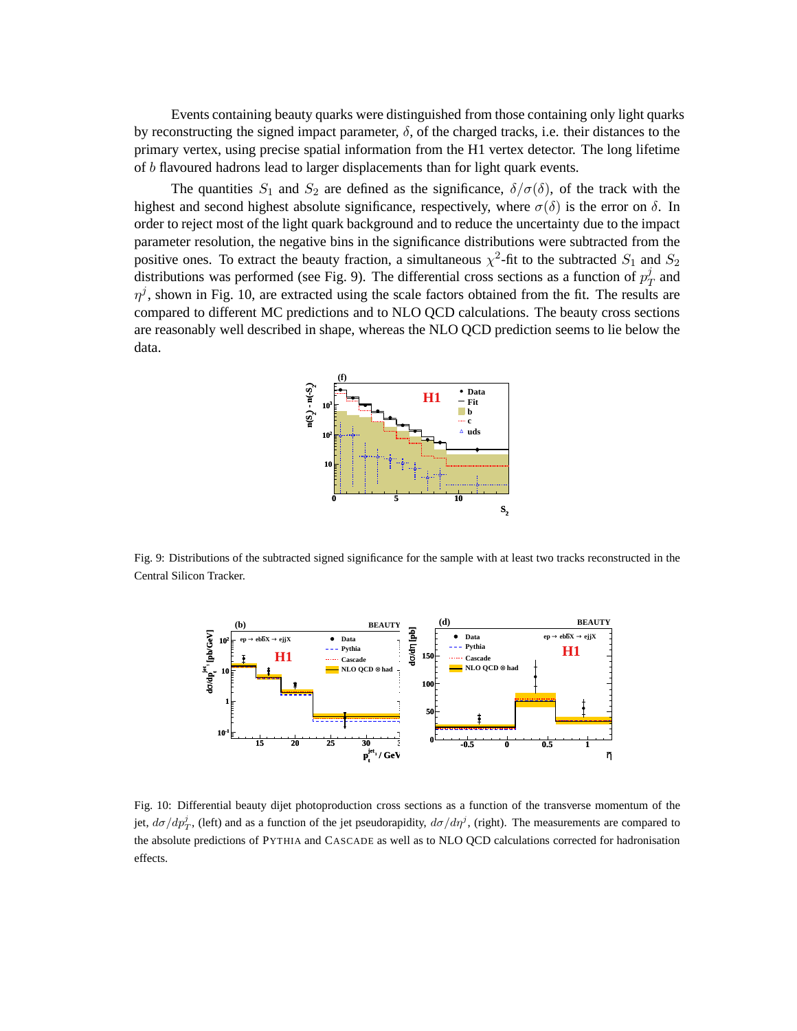Events containing beauty quarks were distinguished from those containing only light quarks by reconstructing the signed impact parameter, $\delta$, of the charged tracks, i.e. their distances to the primary vertex, using precise spatial information from the H1 vertex detector. The long lifetime of $b$ flavoured hadrons lead to larger displacements than for light quark events.

The quantities $S_1$ and $S_2$ are defined as the significance, $\delta/\sigma(\delta)$, of the track with the highest and second highest absolute significance, respectively, where $\sigma(\delta)$ is the error on $\delta$. In order to reject most of the light quark background and to reduce the uncertainty due to the impact parameter resolution, the negative bins in the significance distributions were subtracted from the positive ones. To extract the beauty fraction, a simultaneous $\chi^2$-fit to the subtracted $S_1$ and $S_2$ distributions was performed (see Fig. 9). The differential cross sections as a function of $p_T^j$ and $\eta^j$, shown in Fig. 10, are extracted using the scale factors obtained from the fit. The results are compared to different MC predictions and to NLO QCD calculations. The beauty cross sections are reasonably well described in shape, whereas the NLO QCD prediction seems to lie below the data.

Fig. 9: Distributions of the subtracted signed significance for the sample with at least two tracks reconstructed in the Central Silicon Tracker.

Fig. 10: Differential beauty dijet photoproduction cross sections as a function of the transverse momentum of the jet, $d\sigma/dp_T^j$, (left) and as a function of the jet pseudorapidity, $d\sigma/d\eta^j$, (right). The measurements are compared to the absolute predictions of PYTHIA and CASCADE as well as to NLO QCD calculations corrected for hadronisation effects.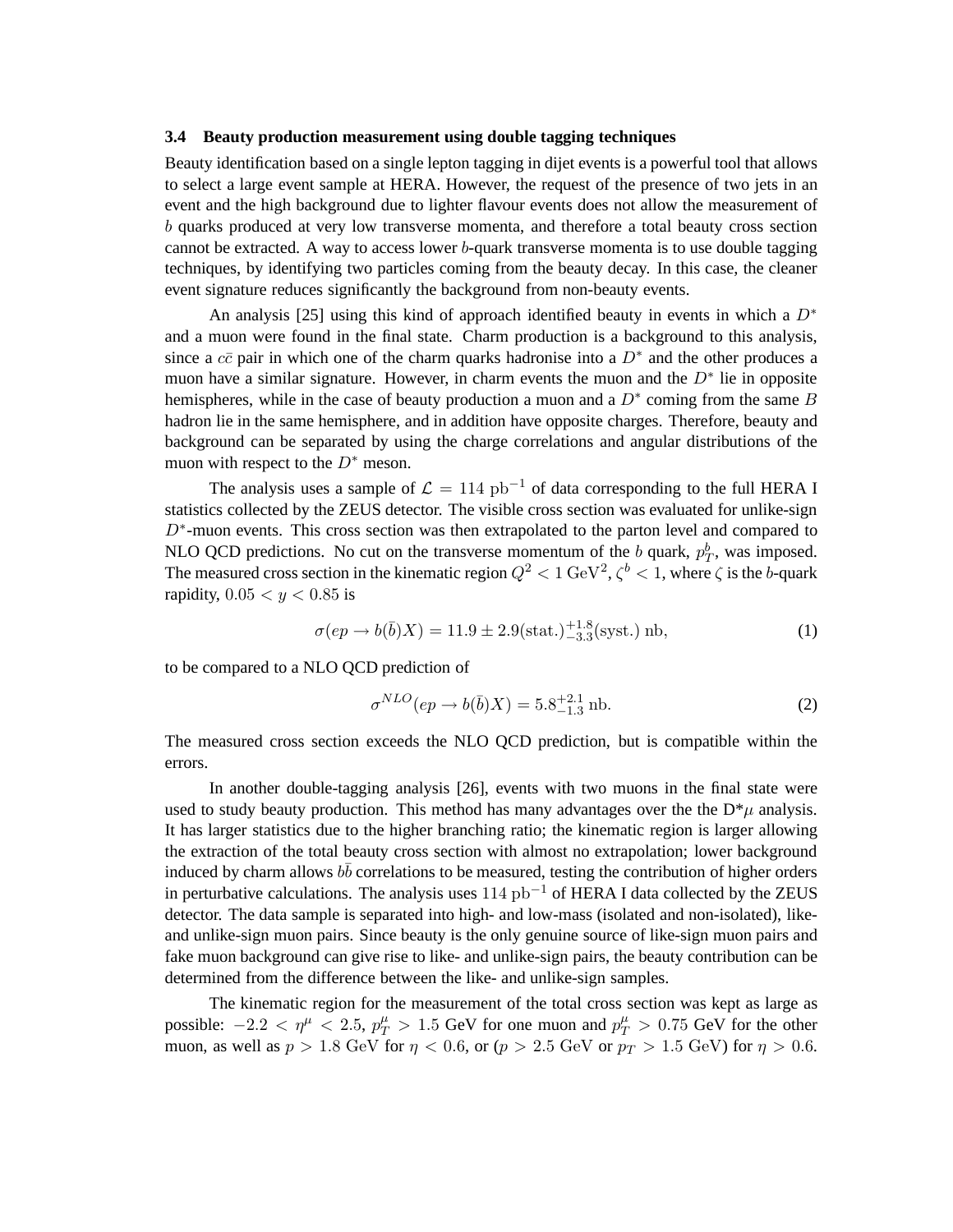### 3.4 Beauty production measurement using double tagging techniques

Beauty identification based on a single lepton tagging in dijet events is a powerful tool that allows to select a large event sample at HERA. However, the request of the presence of two jets in an event and the high background due to lighter flavour events does not allow the measurement of $b$ quarks produced at very low transverse momenta, and therefore a total beauty cross section cannot be extracted. A way to access lower $b$-quark transverse momenta is to use double tagging techniques, by identifying two particles coming from the beauty decay. In this case, the cleaner event signature reduces significantly the background from non-beauty events.

An analysis [25] using this kind of approach identified beauty in events in which a $D^*$ and a muon were found in the final state. Charm production is a background to this analysis, since a $c\bar{c}$ pair in which one of the charm quarks hadronise into a $D^*$ and the other produces a muon have a similar signature. However, in charm events the muon and the $D^*$ lie in opposite hemispheres, while in the case of beauty production a muon and a $D^*$ coming from the same $B$ hadron lie in the same hemisphere, and in addition have opposite charges. Therefore, beauty and background can be separated by using the charge correlations and angular distributions of the muon with respect to the $D^*$ meson.

The analysis uses a sample of $\mathcal{L} = 114\ \mathrm{pb}^{-1}$ of data corresponding to the full HERA I statistics collected by the ZEUS detector. The visible cross section was evaluated for unlike-sign $D^*$-muon events. This cross section was then extrapolated to the parton level and compared to NLO QCD predictions. No cut on the transverse momentum of the $b$ quark, $p_T^b$, was imposed. The measured cross section in the kinematic region $Q^2 < 1\ \mathrm{GeV}^2$, $\zeta^b < 1$, where $\zeta$ is the $b$-quark rapidity, $0.05 < y < 0.85$ is

$$\sigma(ep \rightarrow b(\bar{b})X) = 11.9 \pm 2.9(\mathrm{stat.})^{+1.8}_{-3.3}(\mathrm{syst.})\ \mathrm{nb}, \tag{1}$$

to be compared to a NLO QCD prediction of

$$\sigma^{NLO}(ep \rightarrow b(\bar{b})X) = 5.8^{+2.1}_{-1.3}\ \mathrm{nb}. \tag{2}$$

The measured cross section exceeds the NLO QCD prediction, but is compatible within the errors.

In another double-tagging analysis [26], events with two muons in the final state were used to study beauty production. This method has many advantages over the the D*$\mu$ analysis. It has larger statistics due to the higher branching ratio; the kinematic region is larger allowing the extraction of the total beauty cross section with almost no extrapolation; lower background induced by charm allows $b\bar{b}$ correlations to be measured, testing the contribution of higher orders in perturbative calculations. The analysis uses $114\ \mathrm{pb}^{-1}$ of HERA I data collected by the ZEUS detector. The data sample is separated into high- and low-mass (isolated and non-isolated), like- and unlike-sign muon pairs. Since beauty is the only genuine source of like-sign muon pairs and fake muon background can give rise to like- and unlike-sign pairs, the beauty contribution can be determined from the difference between the like- and unlike-sign samples.

The kinematic region for the measurement of the total cross section was kept as large as possible: $-2.2 < \eta^\mu < 2.5$, $p_T^\mu > 1.5$ GeV for one muon and $p_T^\mu > 0.75$ GeV for the other muon, as well as $p > 1.8$ GeV for $\eta < 0.6$, or ($p > 2.5$ GeV or $p_T > 1.5$ GeV) for $\eta > 0.6$.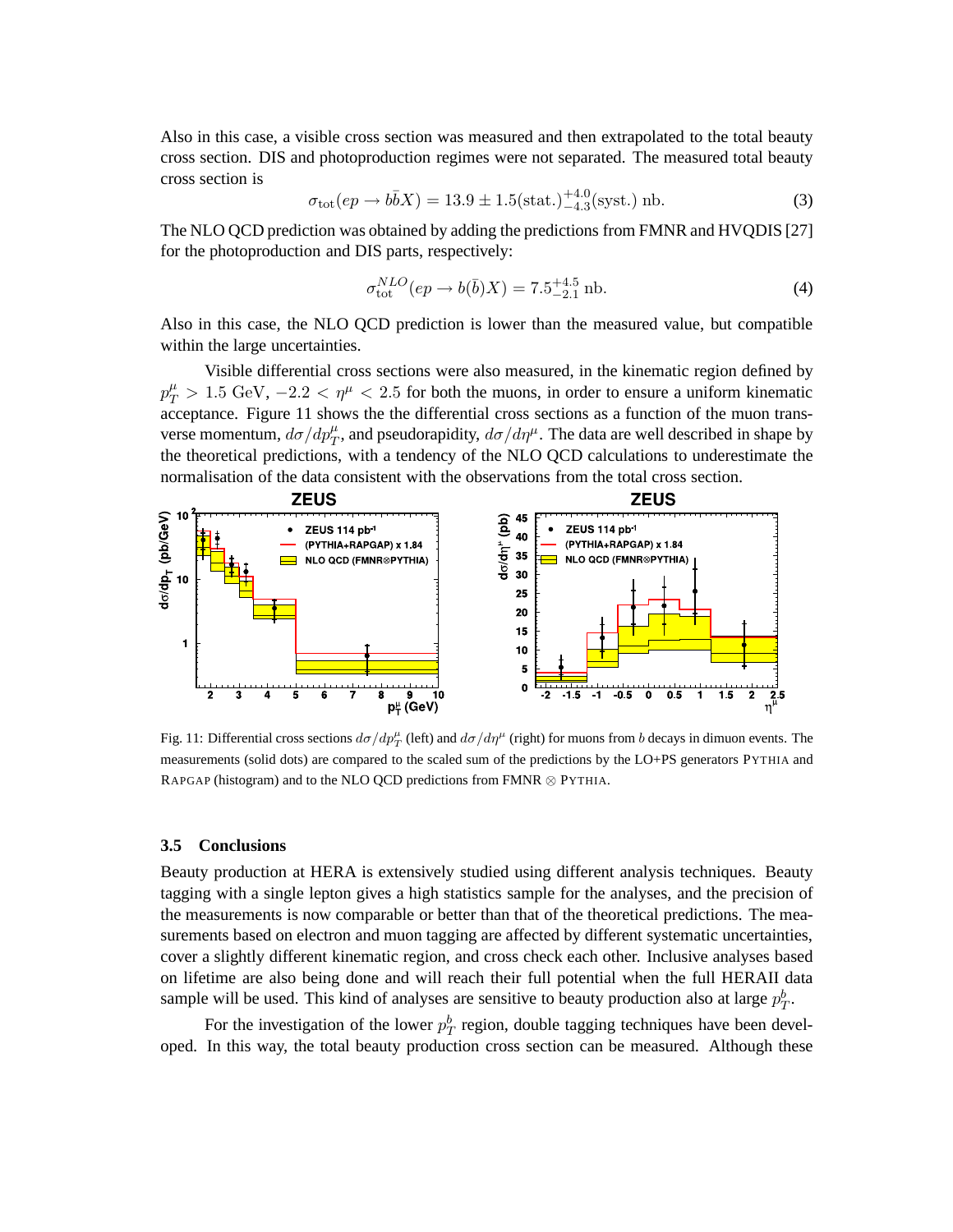Also in this case, a visible cross section was measured and then extrapolated to the total beauty cross section. DIS and photoproduction regimes were not separated. The measured total beauty cross section is

$$\sigma_{\rm tot}(ep \rightarrow b\bar{b}X) = 13.9 \pm 1.5({\rm stat.})^{+4.0}_{-4.3}({\rm syst.})\ {\rm nb}. \tag{3}$$

The NLO QCD prediction was obtained by adding the predictions from FMNR and HVQDIS [27] for the photoproduction and DIS parts, respectively:

$$\sigma^{NLO}_{\rm tot}(ep \rightarrow b(\bar{b})X) = 7.5^{+4.5}_{-2.1}\ {\rm nb}. \tag{4}$$

Also in this case, the NLO QCD prediction is lower than the measured value, but compatible within the large uncertainties.

Visible differential cross sections were also measured, in the kinematic region defined by $p^{\mu}_T > 1.5$ GeV, $-2.2 < \eta^{\mu} < 2.5$ for both the muons, in order to ensure a uniform kinematic acceptance. Figure 11 shows the the differential cross sections as a function of the muon transverse momentum, $d\sigma/dp^{\mu}_T$, and pseudorapidity, $d\sigma/d\eta^{\mu}$. The data are well described in shape by the theoretical predictions, with a tendency of the NLO QCD calculations to underestimate the normalisation of the data consistent with the observations from the total cross section.

Fig. 11: Differential cross sections $d\sigma/dp^{\mu}_T$ (left) and $d\sigma/d\eta^{\mu}$ (right) for muons from $b$ decays in dimuon events. The measurements (solid dots) are compared to the scaled sum of the predictions by the LO+PS generators PYTHIA and RAPGAP (histogram) and to the NLO QCD predictions from FMNR $\otimes$ PYTHIA.

### 3.5 Conclusions

Beauty production at HERA is extensively studied using different analysis techniques. Beauty tagging with a single lepton gives a high statistics sample for the analyses, and the precision of the measurements is now comparable or better than that of the theoretical predictions. The measurements based on electron and muon tagging are affected by different systematic uncertainties, cover a slightly different kinematic region, and cross check each other. Inclusive analyses based on lifetime are also being done and will reach their full potential when the full HERAII data sample will be used. This kind of analyses are sensitive to beauty production also at large $p^b_T$.

For the investigation of the lower $p^b_T$ region, double tagging techniques have been developed. In this way, the total beauty production cross section can be measured. Although these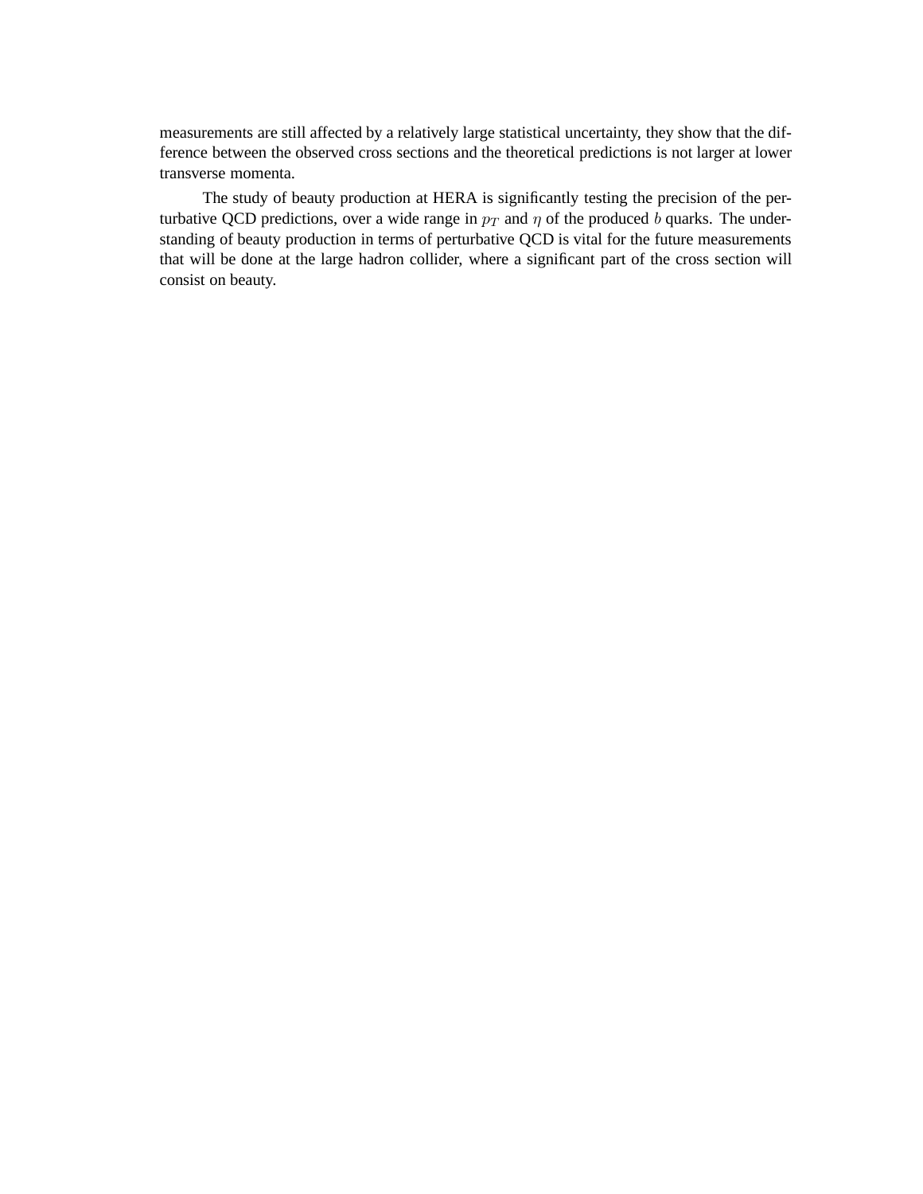measurements are still affected by a relatively large statistical uncertainty, they show that the difference between the observed cross sections and the theoretical predictions is not larger at lower transverse momenta.

The study of beauty production at HERA is significantly testing the precision of the perturbative QCD predictions, over a wide range in $p_T$ and $\eta$ of the produced $b$ quarks. The understanding of beauty production in terms of perturbative QCD is vital for the future measurements that will be done at the large hadron collider, where a significant part of the cross section will consist on beauty.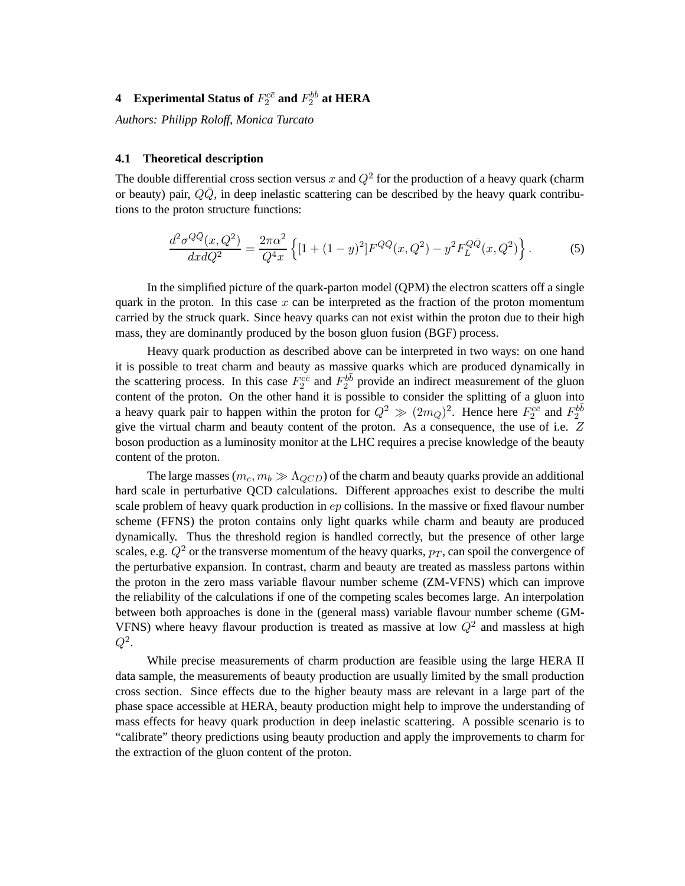## 4 Experimental Status of $F_2^{c\bar{c}}$ and $F_2^{b\bar{b}}$ at HERA

*Authors: Philipp Roloff, Monica Turcato*

### 4.1 Theoretical description

The double differential cross section versus $x$ and $Q^2$ for the production of a heavy quark (charm or beauty) pair, $Q\bar{Q}$, in deep inelastic scattering can be described by the heavy quark contributions to the proton structure functions:

$$\frac{d^2\sigma^{Q\bar{Q}}(x,Q^2)}{dxdQ^2} = \frac{2\pi\alpha^2}{Q^4 x}\left\{[1+(1-y)^2]F^{Q\bar{Q}}(x,Q^2) - y^2 F_L^{Q\bar{Q}}(x,Q^2)\right\}. \tag{5}$$

In the simplified picture of the quark-parton model (QPM) the electron scatters off a single quark in the proton. In this case $x$ can be interpreted as the fraction of the proton momentum carried by the struck quark. Since heavy quarks can not exist within the proton due to their high mass, they are dominantly produced by the boson gluon fusion (BGF) process.

Heavy quark production as described above can be interpreted in two ways: on one hand it is possible to treat charm and beauty as massive quarks which are produced dynamically in the scattering process. In this case $F_2^{c\bar{c}}$ and $F_2^{b\bar{b}}$ provide an indirect measurement of the gluon content of the proton. On the other hand it is possible to consider the splitting of a gluon into a heavy quark pair to happen within the proton for $Q^2 \gg (2m_Q)^2$. Hence here $F_2^{c\bar{c}}$ and $F_2^{b\bar{b}}$ give the virtual charm and beauty content of the proton. As a consequence, the use of i.e. $Z$ boson production as a luminosity monitor at the LHC requires a precise knowledge of the beauty content of the proton.

The large masses ($m_c, m_b \gg \Lambda_{QCD}$) of the charm and beauty quarks provide an additional hard scale in perturbative QCD calculations. Different approaches exist to describe the multi scale problem of heavy quark production in $ep$ collisions. In the massive or fixed flavour number scheme (FFNS) the proton contains only light quarks while charm and beauty are produced dynamically. Thus the threshold region is handled correctly, but the presence of other large scales, e.g. $Q^2$ or the transverse momentum of the heavy quarks, $p_T$, can spoil the convergence of the perturbative expansion. In contrast, charm and beauty are treated as massless partons within the proton in the zero mass variable flavour number scheme (ZM-VFNS) which can improve the reliability of the calculations if one of the competing scales becomes large. An interpolation between both approaches is done in the (general mass) variable flavour number scheme (GM-VFNS) where heavy flavour production is treated as massive at low $Q^2$ and massless at high $Q^2$.

While precise measurements of charm production are feasible using the large HERA II data sample, the measurements of beauty production are usually limited by the small production cross section. Since effects due to the higher beauty mass are relevant in a large part of the phase space accessible at HERA, beauty production might help to improve the understanding of mass effects for heavy quark production in deep inelastic scattering. A possible scenario is to "calibrate" theory predictions using beauty production and apply the improvements to charm for the extraction of the gluon content of the proton.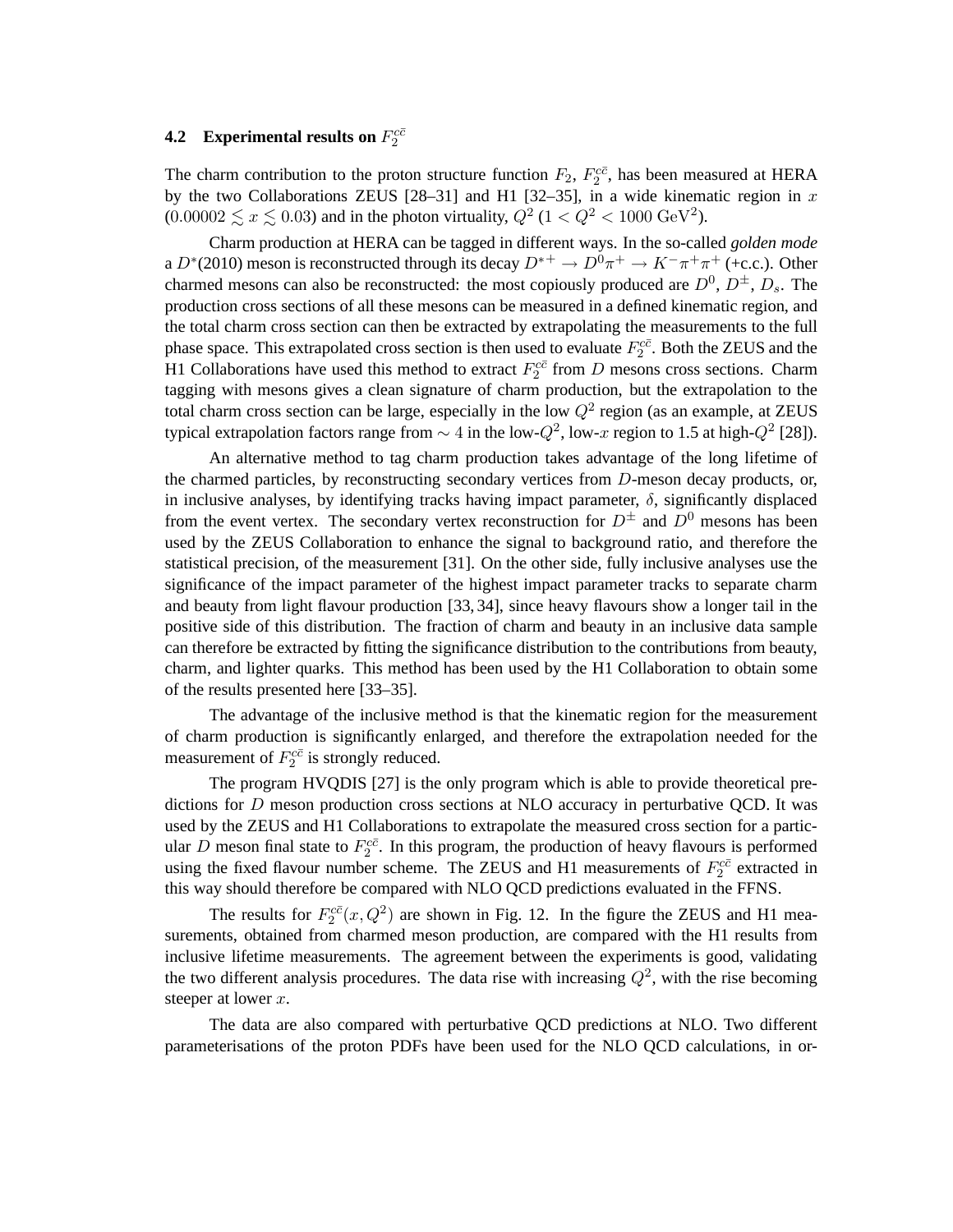### 4.2 Experimental results on $F_2^{c\bar{c}}$

The charm contribution to the proton structure function $F_2$, $F_2^{c\bar{c}}$, has been measured at HERA by the two Collaborations ZEUS [28–31] and H1 [32–35], in a wide kinematic region in $x$ ($0.00002 \lesssim x \lesssim 0.03$) and in the photon virtuality, $Q^2$ ($1 < Q^2 < 1000\ \mathrm{GeV}^2$).

Charm production at HERA can be tagged in different ways. In the so-called *golden mode* a $D^*(2010)$ meson is reconstructed through its decay $D^{*+} \to D^0\pi^+ \to K^-\pi^+\pi^+$ (+c.c.). Other charmed mesons can also be reconstructed: the most copiously produced are $D^0$, $D^\pm$, $D_s$. The production cross sections of all these mesons can be measured in a defined kinematic region, and the total charm cross section can then be extracted by extrapolating the measurements to the full phase space. This extrapolated cross section is then used to evaluate $F_2^{c\bar{c}}$. Both the ZEUS and the H1 Collaborations have used this method to extract $F_2^{c\bar{c}}$ from $D$ mesons cross sections. Charm tagging with mesons gives a clean signature of charm production, but the extrapolation to the total charm cross section can be large, especially in the low $Q^2$ region (as an example, at ZEUS typical extrapolation factors range from $\sim 4$ in the low-$Q^2$, low-$x$ region to 1.5 at high-$Q^2$ [28]).

An alternative method to tag charm production takes advantage of the long lifetime of the charmed particles, by reconstructing secondary vertices from $D$-meson decay products, or, in inclusive analyses, by identifying tracks having impact parameter, $\delta$, significantly displaced from the event vertex. The secondary vertex reconstruction for $D^\pm$ and $D^0$ mesons has been used by the ZEUS Collaboration to enhance the signal to background ratio, and therefore the statistical precision, of the measurement [31]. On the other side, fully inclusive analyses use the significance of the impact parameter of the highest impact parameter tracks to separate charm and beauty from light flavour production [33, 34], since heavy flavours show a longer tail in the positive side of this distribution. The fraction of charm and beauty in an inclusive data sample can therefore be extracted by fitting the significance distribution to the contributions from beauty, charm, and lighter quarks. This method has been used by the H1 Collaboration to obtain some of the results presented here [33–35].

The advantage of the inclusive method is that the kinematic region for the measurement of charm production is significantly enlarged, and therefore the extrapolation needed for the measurement of $F_2^{c\bar{c}}$ is strongly reduced.

The program HVQDIS [27] is the only program which is able to provide theoretical predictions for $D$ meson production cross sections at NLO accuracy in perturbative QCD. It was used by the ZEUS and H1 Collaborations to extrapolate the measured cross section for a particular $D$ meson final state to $F_2^{c\bar{c}}$. In this program, the production of heavy flavours is performed using the fixed flavour number scheme. The ZEUS and H1 measurements of $F_2^{c\bar{c}}$ extracted in this way should therefore be compared with NLO QCD predictions evaluated in the FFNS.

The results for $F_2^{c\bar{c}}(x, Q^2)$ are shown in Fig. 12. In the figure the ZEUS and H1 measurements, obtained from charmed meson production, are compared with the H1 results from inclusive lifetime measurements. The agreement between the experiments is good, validating the two different analysis procedures. The data rise with increasing $Q^2$, with the rise becoming steeper at lower $x$.

The data are also compared with perturbative QCD predictions at NLO. Two different parameterisations of the proton PDFs have been used for the NLO QCD calculations, in or-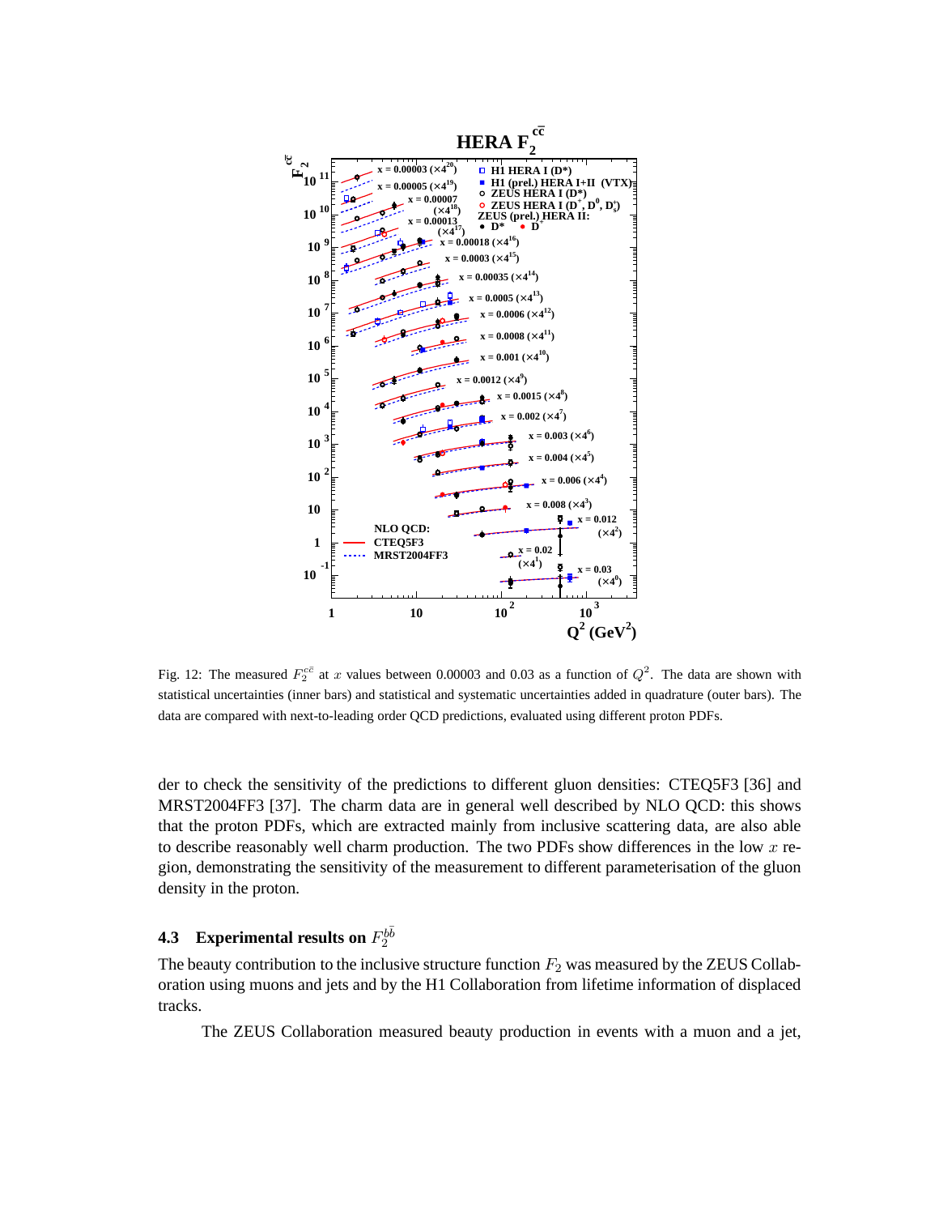Fig. 12: The measured $F_2^{c\bar{c}}$ at $x$ values between 0.00003 and 0.03 as a function of $Q^2$. The data are shown with statistical uncertainties (inner bars) and statistical and systematic uncertainties added in quadrature (outer bars). The data are compared with next-to-leading order QCD predictions, evaluated using different proton PDFs.

der to check the sensitivity of the predictions to different gluon densities: CTEQ5F3 [36] and MRST2004FF3 [37]. The charm data are in general well described by NLO QCD: this shows that the proton PDFs, which are extracted mainly from inclusive scattering data, are also able to describe reasonably well charm production. The two PDFs show differences in the low $x$ region, demonstrating the sensitivity of the measurement to different parameterisation of the gluon density in the proton.

### 4.3 Experimental results on $F_2^{b\bar{b}}$

The beauty contribution to the inclusive structure function $F_2$ was measured by the ZEUS Collaboration using muons and jets and by the H1 Collaboration from lifetime information of displaced tracks.

The ZEUS Collaboration measured beauty production in events with a muon and a jet,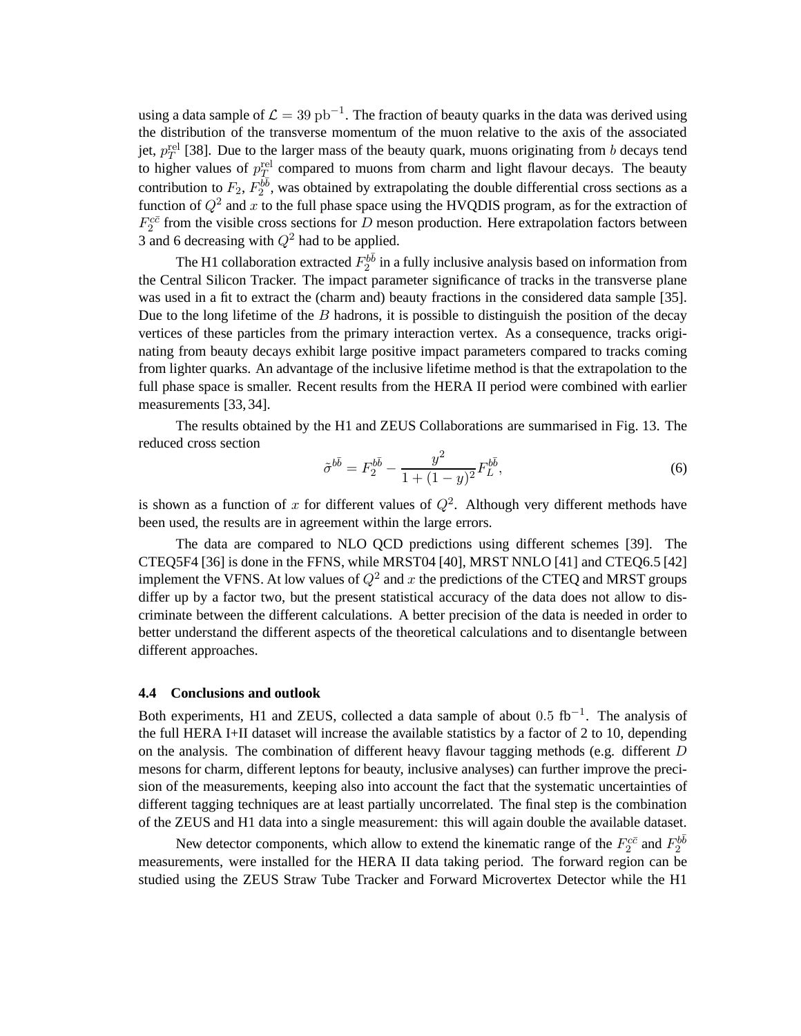using a data sample of $\mathcal{L} = 39\ \text{pb}^{-1}$. The fraction of beauty quarks in the data was derived using the distribution of the transverse momentum of the muon relative to the axis of the associated jet, $p_T^{\text{rel}}$ [38]. Due to the larger mass of the beauty quark, muons originating from $b$ decays tend to higher values of $p_T^{\text{rel}}$ compared to muons from charm and light flavour decays. The beauty contribution to $F_2$, $F_2^{b\bar{b}}$, was obtained by extrapolating the double differential cross sections as a function of $Q^2$ and $x$ to the full phase space using the HVQDIS program, as for the extraction of $F_2^{c\bar{c}}$ from the visible cross sections for $D$ meson production. Here extrapolation factors between 3 and 6 decreasing with $Q^2$ had to be applied.

The H1 collaboration extracted $F_2^{b\bar{b}}$ in a fully inclusive analysis based on information from the Central Silicon Tracker. The impact parameter significance of tracks in the transverse plane was used in a fit to extract the (charm and) beauty fractions in the considered data sample [35]. Due to the long lifetime of the $B$ hadrons, it is possible to distinguish the position of the decay vertices of these particles from the primary interaction vertex. As a consequence, tracks originating from beauty decays exhibit large positive impact parameters compared to tracks coming from lighter quarks. An advantage of the inclusive lifetime method is that the extrapolation to the full phase space is smaller. Recent results from the HERA II period were combined with earlier measurements [33, 34].

The results obtained by the H1 and ZEUS Collaborations are summarised in Fig. 13. The reduced cross section

$$\tilde{\sigma}^{b\bar{b}} = F_2^{b\bar{b}} - \frac{y^2}{1+(1-y)^2} F_L^{b\bar{b}}, \tag{6}$$

is shown as a function of $x$ for different values of $Q^2$. Although very different methods have been used, the results are in agreement within the large errors.

The data are compared to NLO QCD predictions using different schemes [39]. The CTEQ5F4 [36] is done in the FFNS, while MRST04 [40], MRST NNLO [41] and CTEQ6.5 [42] implement the VFNS. At low values of $Q^2$ and $x$ the predictions of the CTEQ and MRST groups differ up by a factor two, but the present statistical accuracy of the data does not allow to discriminate between the different calculations. A better precision of the data is needed in order to better understand the different aspects of the theoretical calculations and to disentangle between different approaches.

### 4.4 Conclusions and outlook

Both experiments, H1 and ZEUS, collected a data sample of about $0.5$ fb$^{-1}$. The analysis of the full HERA I+II dataset will increase the available statistics by a factor of 2 to 10, depending on the analysis. The combination of different heavy flavour tagging methods (e.g. different $D$ mesons for charm, different leptons for beauty, inclusive analyses) can further improve the precision of the measurements, keeping also into account the fact that the systematic uncertainties of different tagging techniques are at least partially uncorrelated. The final step is the combination of the ZEUS and H1 data into a single measurement: this will again double the available dataset.

New detector components, which allow to extend the kinematic range of the $F_2^{c\bar{c}}$ and $F_2^{b\bar{b}}$ measurements, were installed for the HERA II data taking period. The forward region can be studied using the ZEUS Straw Tube Tracker and Forward Microvertex Detector while the H1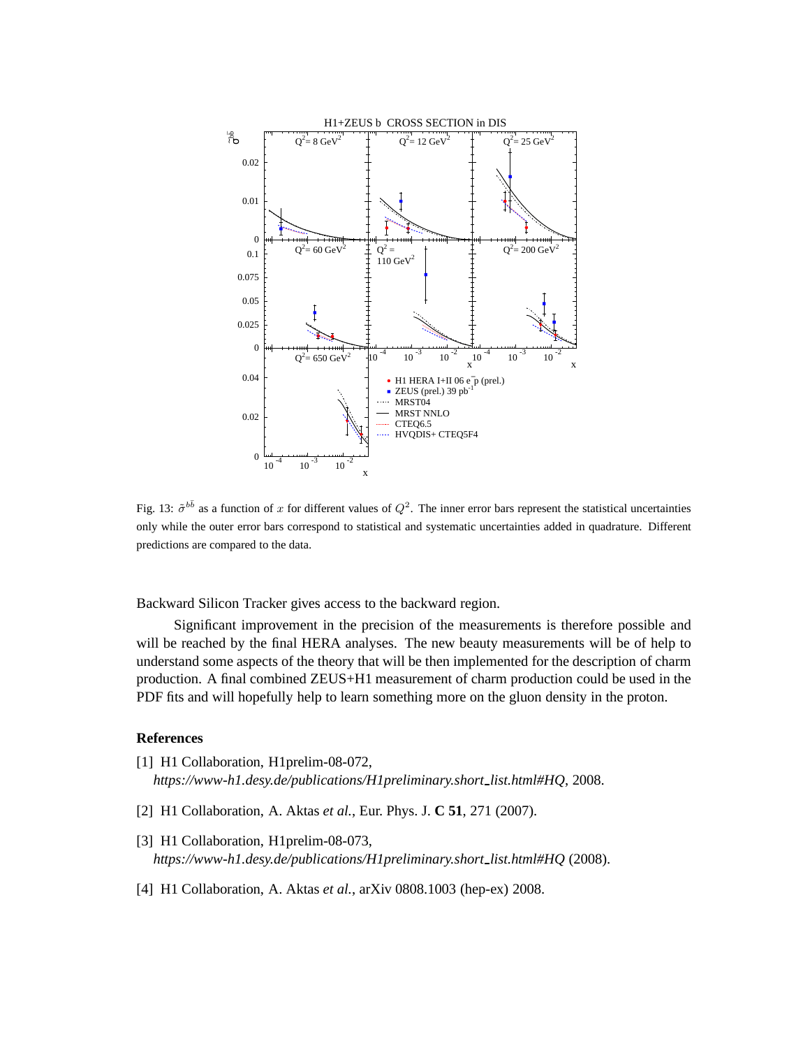Fig. 13: $\tilde{\sigma}^{b\bar{b}}$ as a function of $x$ for different values of $Q^2$. The inner error bars represent the statistical uncertainties only while the outer error bars correspond to statistical and systematic uncertainties added in quadrature. Different predictions are compared to the data.

Backward Silicon Tracker gives access to the backward region.

Significant improvement in the precision of the measurements is therefore possible and will be reached by the final HERA analyses. The new beauty measurements will be of help to understand some aspects of the theory that will be then implemented for the description of charm production. A final combined ZEUS+H1 measurement of charm production could be used in the PDF fits and will hopefully help to learn something more on the gluon density in the proton.

## References

[1] H1 Collaboration, H1prelim-08-072, *https://www-h1.desy.de/publications/H1preliminary.short_list.html#HQ*, 2008.

[2] H1 Collaboration, A. Aktas *et al.*, Eur. Phys. J. **C 51**, 271 (2007).

[3] H1 Collaboration, H1prelim-08-073, *https://www-h1.desy.de/publications/H1preliminary.short_list.html#HQ* (2008).

[4] H1 Collaboration, A. Aktas *et al.*, arXiv 0808.1003 (hep-ex) 2008.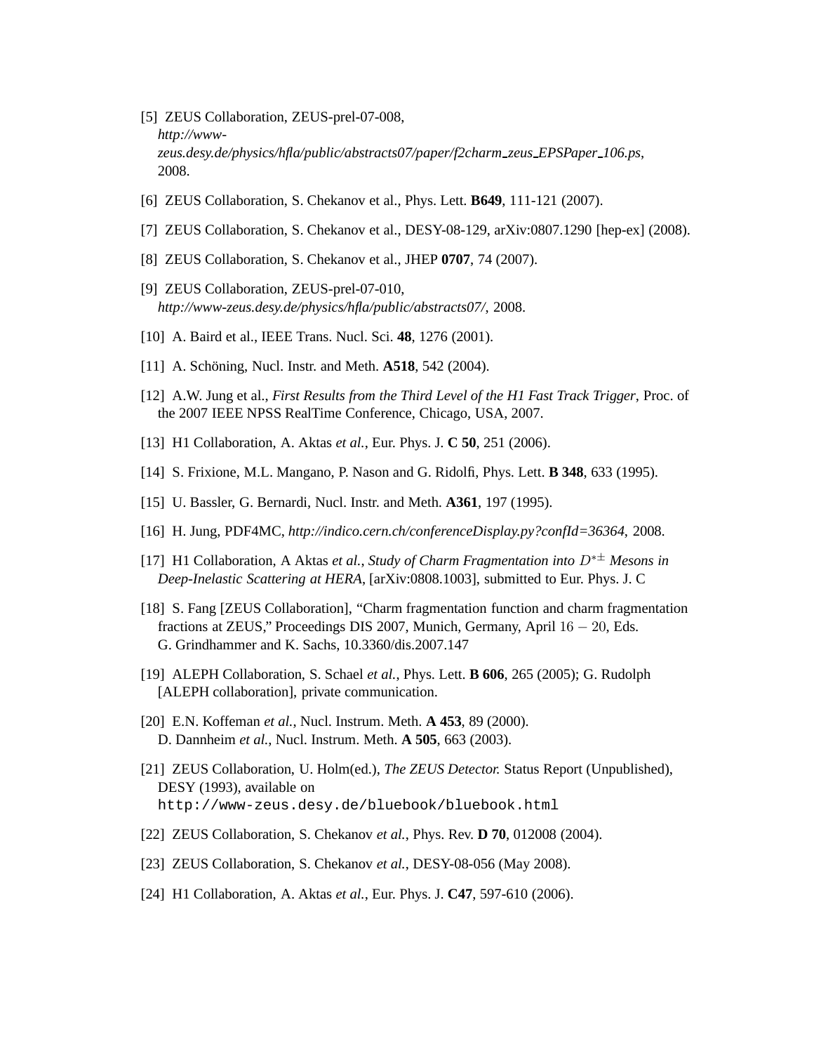[5] ZEUS Collaboration, ZEUS-prel-07-008, *http://www-zeus.desy.de/physics/hfla/public/abstracts07/paper/f2charm_zeus_EPSPaper_106.ps*, 2008.

[6] ZEUS Collaboration, S. Chekanov et al., Phys. Lett. **B649**, 111-121 (2007).

[7] ZEUS Collaboration, S. Chekanov et al., DESY-08-129, arXiv:0807.1290 [hep-ex] (2008).

[8] ZEUS Collaboration, S. Chekanov et al., JHEP **0707**, 74 (2007).

[9] ZEUS Collaboration, ZEUS-prel-07-010, *http://www-zeus.desy.de/physics/hfla/public/abstracts07/*, 2008.

[10] A. Baird et al., IEEE Trans. Nucl. Sci. **48**, 1276 (2001).

[11] A. Schöning, Nucl. Instr. and Meth. **A518**, 542 (2004).

[12] A.W. Jung et al., *First Results from the Third Level of the H1 Fast Track Trigger*, Proc. of the 2007 IEEE NPSS RealTime Conference, Chicago, USA, 2007.

[13] H1 Collaboration, A. Aktas *et al.*, Eur. Phys. J. **C 50**, 251 (2006).

[14] S. Frixione, M.L. Mangano, P. Nason and G. Ridolfi, Phys. Lett. **B 348**, 633 (1995).

[15] U. Bassler, G. Bernardi, Nucl. Instr. and Meth. **A361**, 197 (1995).

[16] H. Jung, PDF4MC, *http://indico.cern.ch/conferenceDisplay.py?confId=36364*, 2008.

[17] H1 Collaboration, A Aktas *et al.*, *Study of Charm Fragmentation into $D^{*\pm}$ Mesons in Deep-Inelastic Scattering at HERA*, [arXiv:0808.1003], submitted to Eur. Phys. J. C

[18] S. Fang [ZEUS Collaboration], "Charm fragmentation function and charm fragmentation fractions at ZEUS," Proceedings DIS 2007, Munich, Germany, April $16 - 20$, Eds. G. Grindhammer and K. Sachs, 10.3360/dis.2007.147

[19] ALEPH Collaboration, S. Schael *et al.*, Phys. Lett. **B 606**, 265 (2005); G. Rudolph [ALEPH collaboration], private communication.

[20] E.N. Koffeman *et al.*, Nucl. Instrum. Meth. **A 453**, 89 (2000). D. Dannheim *et al.*, Nucl. Instrum. Meth. **A 505**, 663 (2003).

[21] ZEUS Collaboration, U. Holm(ed.), *The ZEUS Detector.* Status Report (Unpublished), DESY (1993), available on `http://www-zeus.desy.de/bluebook/bluebook.html`

[22] ZEUS Collaboration, S. Chekanov *et al.*, Phys. Rev. **D 70**, 012008 (2004).

[23] ZEUS Collaboration, S. Chekanov *et al.*, DESY-08-056 (May 2008).

[24] H1 Collaboration, A. Aktas *et al.*, Eur. Phys. J. **C47**, 597-610 (2006).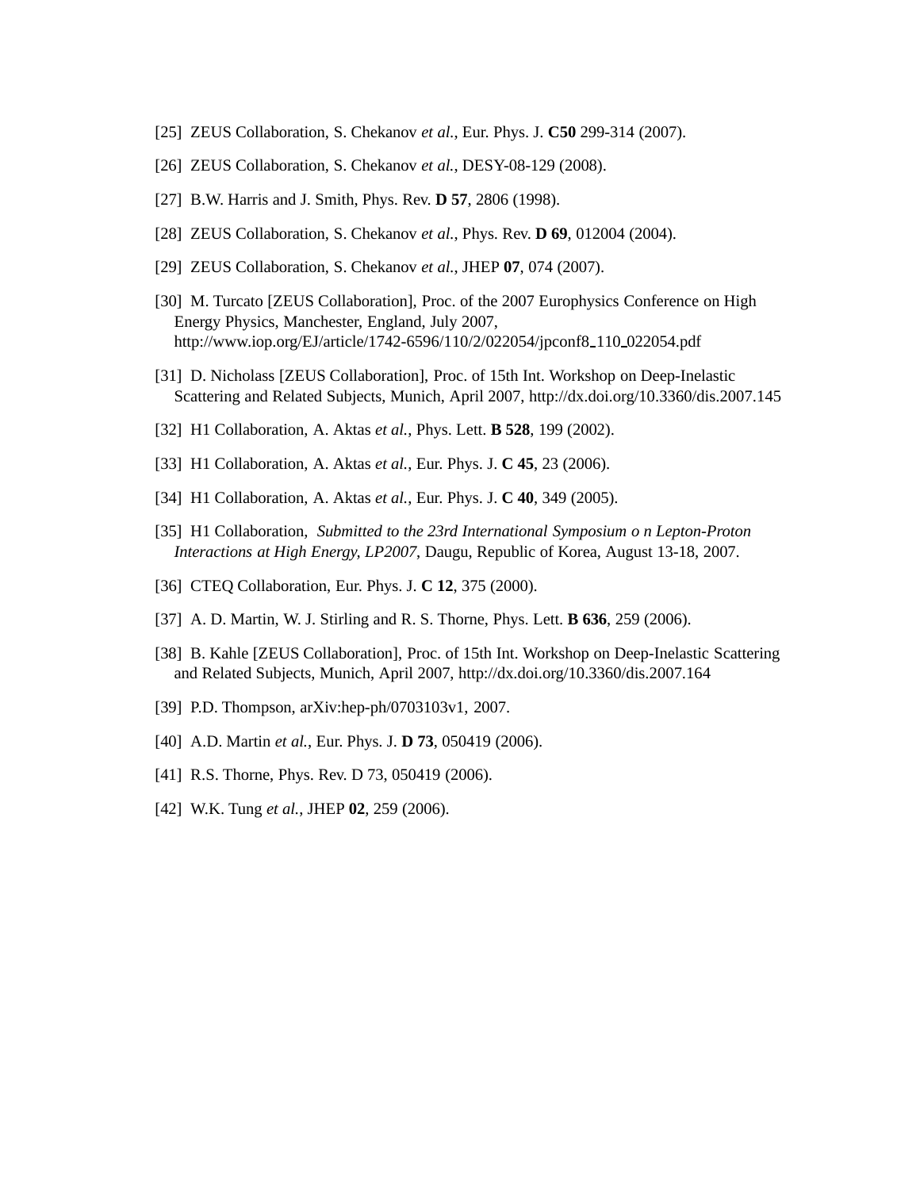[25] ZEUS Collaboration, S. Chekanov *et al.*, Eur. Phys. J. **C50** 299-314 (2007).

[26] ZEUS Collaboration, S. Chekanov *et al.*, DESY-08-129 (2008).

[27] B.W. Harris and J. Smith, Phys. Rev. **D 57**, 2806 (1998).

[28] ZEUS Collaboration, S. Chekanov *et al.*, Phys. Rev. **D 69**, 012004 (2004).

[29] ZEUS Collaboration, S. Chekanov *et al.*, JHEP **07**, 074 (2007).

[30] M. Turcato [ZEUS Collaboration], Proc. of the 2007 Europhysics Conference on High Energy Physics, Manchester, England, July 2007, http://www.iop.org/EJ/article/1742-6596/110/2/022054/jpconf8_110_022054.pdf

[31] D. Nicholass [ZEUS Collaboration], Proc. of 15th Int. Workshop on Deep-Inelastic Scattering and Related Subjects, Munich, April 2007, http://dx.doi.org/10.3360/dis.2007.145

[32] H1 Collaboration, A. Aktas *et al.*, Phys. Lett. **B 528**, 199 (2002).

[33] H1 Collaboration, A. Aktas *et al.*, Eur. Phys. J. **C 45**, 23 (2006).

[34] H1 Collaboration, A. Aktas *et al.*, Eur. Phys. J. **C 40**, 349 (2005).

[35] H1 Collaboration, *Submitted to the 23rd International Symposium o n Lepton-Proton Interactions at High Energy, LP2007*, Daugu, Republic of Korea, August 13-18, 2007.

[36] CTEQ Collaboration, Eur. Phys. J. **C 12**, 375 (2000).

[37] A. D. Martin, W. J. Stirling and R. S. Thorne, Phys. Lett. **B 636**, 259 (2006).

[38] B. Kahle [ZEUS Collaboration], Proc. of 15th Int. Workshop on Deep-Inelastic Scattering and Related Subjects, Munich, April 2007, http://dx.doi.org/10.3360/dis.2007.164

[39] P.D. Thompson, arXiv:hep-ph/0703103v1, 2007.

[40] A.D. Martin *et al.*, Eur. Phys. J. **D 73**, 050419 (2006).

[41] R.S. Thorne, Phys. Rev. D 73, 050419 (2006).

[42] W.K. Tung *et al.*, JHEP **02**, 259 (2006).